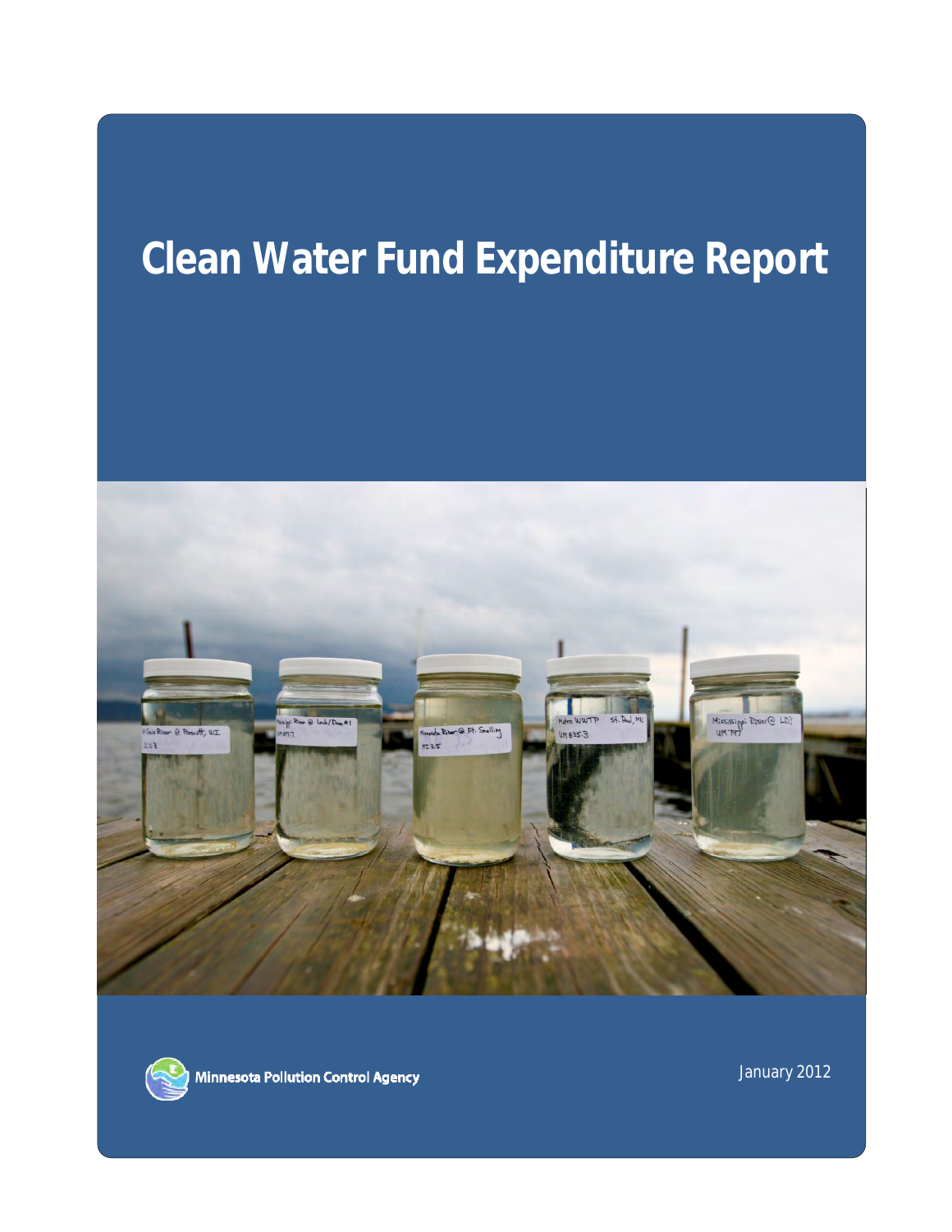# Clean Water Fund Expenditure Report

Minnesota Pollution Control Agency

January 2012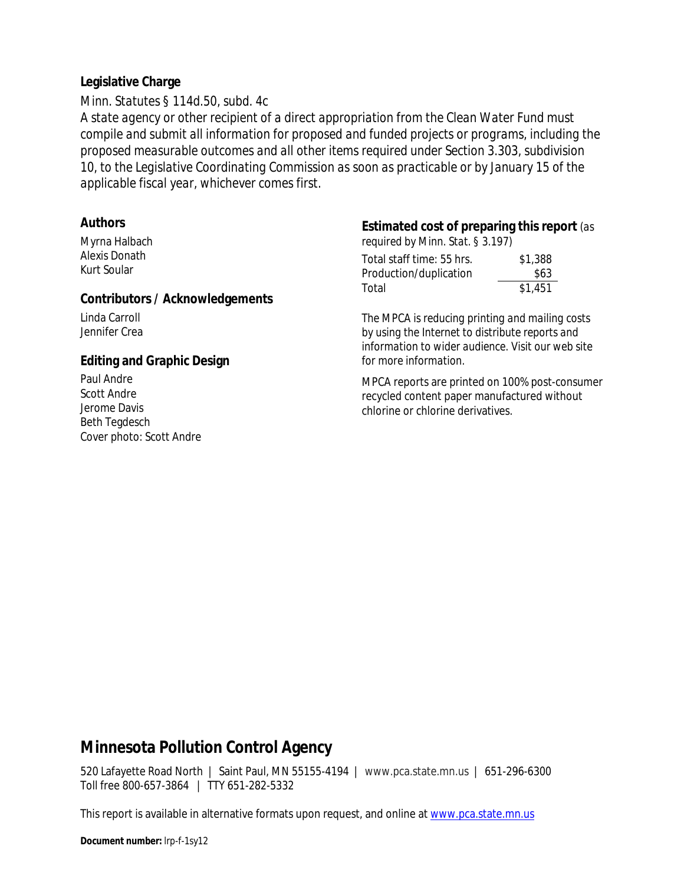## Legislative Charge

*Minn. Statutes § 114d.50, subd. 4c*

*A state agency or other recipient of a direct appropriation from the Clean Water Fund must compile and submit all information for proposed and funded projects or programs, including the proposed measurable outcomes and all other items required under Section 3.303, subdivision 10, to the Legislative Coordinating Commission as soon as practicable or by January 15 of the applicable fiscal year, whichever comes first.*

## Authors

Myrna Halbach
Alexis Donath
Kurt Soular

## Contributors / Acknowledgements

Linda Carroll
Jennifer Crea

## Editing and Graphic Design

Paul Andre
Scott Andre
Jerome Davis
Beth Tegdesch
Cover photo: Scott Andre

## Estimated cost of preparing this report (as required by Minn. Stat. § 3.197)

| | |
|---|---|
| Total staff time: 55 hrs. | $1,388 |
| Production/duplication | $63 |
| Total | $1,451 |

The MPCA is reducing printing and mailing costs by using the Internet to distribute reports and information to wider audience. Visit our web site for more information.

MPCA reports are printed on 100% post-consumer recycled content paper manufactured without chlorine or chlorine derivatives.

## Minnesota Pollution Control Agency

520 Lafayette Road North | Saint Paul, MN 55155-4194 | www.pca.state.mn.us | 651-296-6300
Toll free 800-657-3864 | TTY 651-282-5332

This report is available in alternative formats upon request, and online at www.pca.state.mn.us

**Document number:** lrp-f-1sy12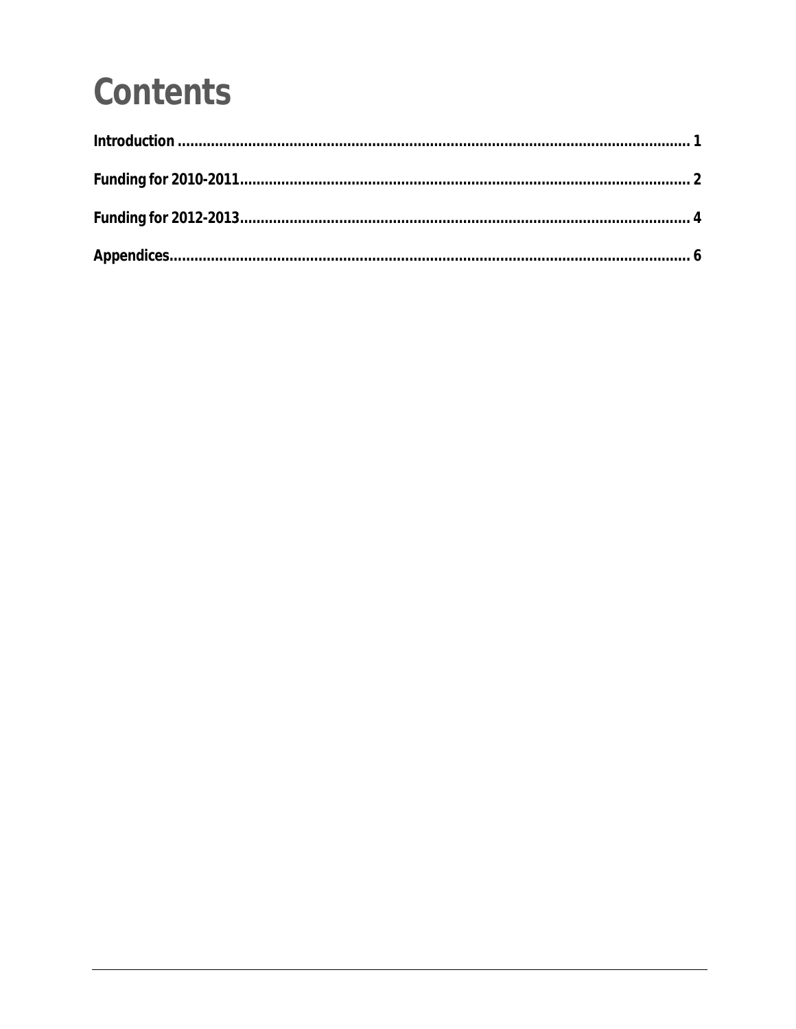# Contents

**Introduction ........................................................................................................................ 1**

**Funding for 2010-2011......................................................................................................... 2**

**Funding for 2012-2013......................................................................................................... 4**

**Appendices.......................................................................................................................... 6**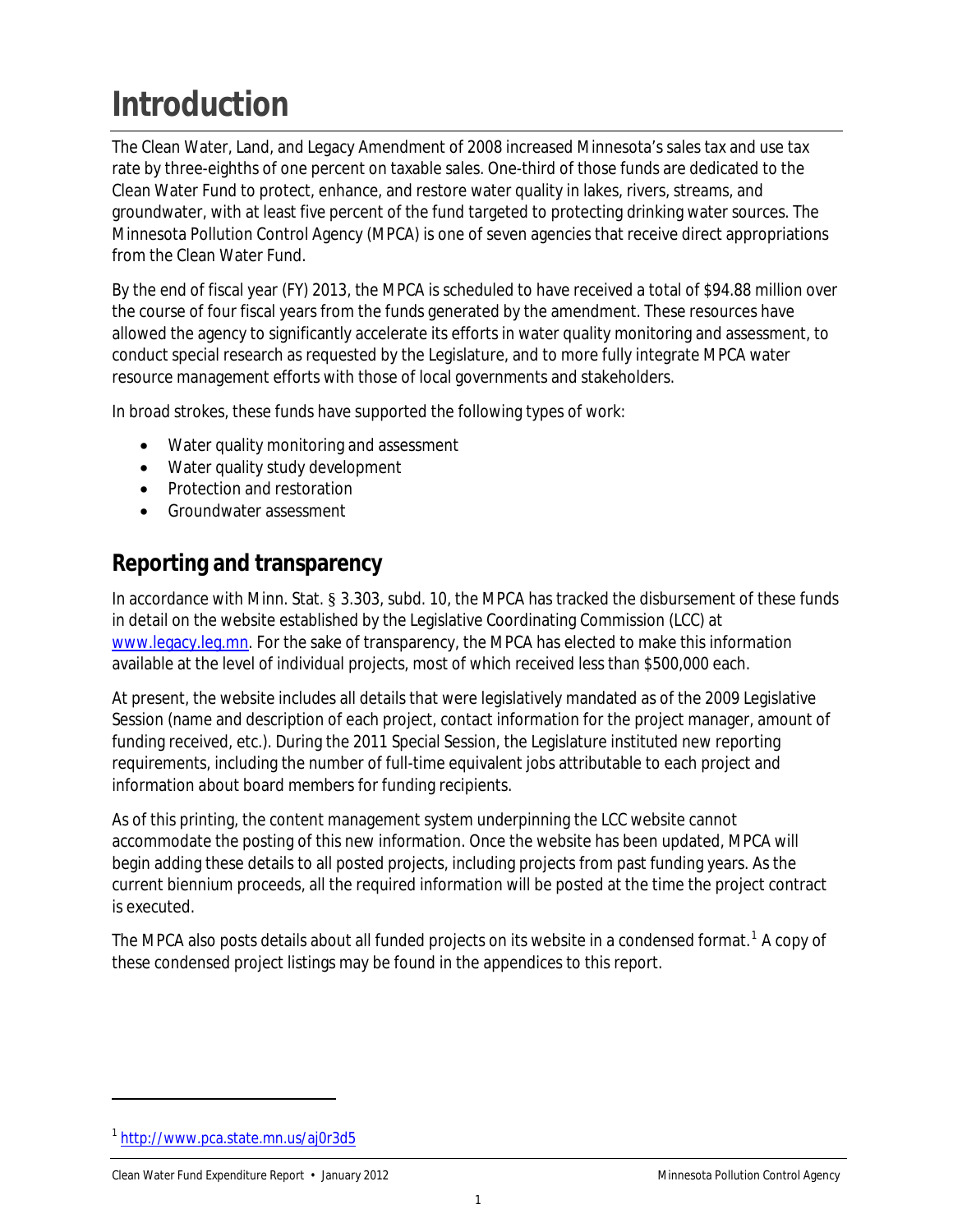# Introduction

The Clean Water, Land, and Legacy Amendment of 2008 increased Minnesota's sales tax and use tax rate by three-eighths of one percent on taxable sales. One-third of those funds are dedicated to the Clean Water Fund to protect, enhance, and restore water quality in lakes, rivers, streams, and groundwater, with at least five percent of the fund targeted to protecting drinking water sources. The Minnesota Pollution Control Agency (MPCA) is one of seven agencies that receive direct appropriations from the Clean Water Fund.

By the end of fiscal year (FY) 2013, the MPCA is scheduled to have received a total of $94.88 million over the course of four fiscal years from the funds generated by the amendment. These resources have allowed the agency to significantly accelerate its efforts in water quality monitoring and assessment, to conduct special research as requested by the Legislature, and to more fully integrate MPCA water resource management efforts with those of local governments and stakeholders.

In broad strokes, these funds have supported the following types of work:

- Water quality monitoring and assessment
- Water quality study development
- Protection and restoration
- Groundwater assessment

## Reporting and transparency

In accordance with Minn. Stat. § 3.303, subd. 10, the MPCA has tracked the disbursement of these funds in detail on the website established by the Legislative Coordinating Commission (LCC) at www.legacy.leg.mn. For the sake of transparency, the MPCA has elected to make this information available at the level of individual projects, most of which received less than $500,000 each.

At present, the website includes all details that were legislatively mandated as of the 2009 Legislative Session (name and description of each project, contact information for the project manager, amount of funding received, etc.). During the 2011 Special Session, the Legislature instituted new reporting requirements, including the number of full-time equivalent jobs attributable to each project and information about board members for funding recipients.

As of this printing, the content management system underpinning the LCC website cannot accommodate the posting of this new information. Once the website has been updated, MPCA will begin adding these details to all posted projects, including projects from past funding years. As the current biennium proceeds, all the required information will be posted at the time the project contract is executed.

The MPCA also posts details about all funded projects on its website in a condensed format.[1] A copy of these condensed project listings may be found in the appendices to this report.

[1] http://www.pca.state.mn.us/aj0r3d5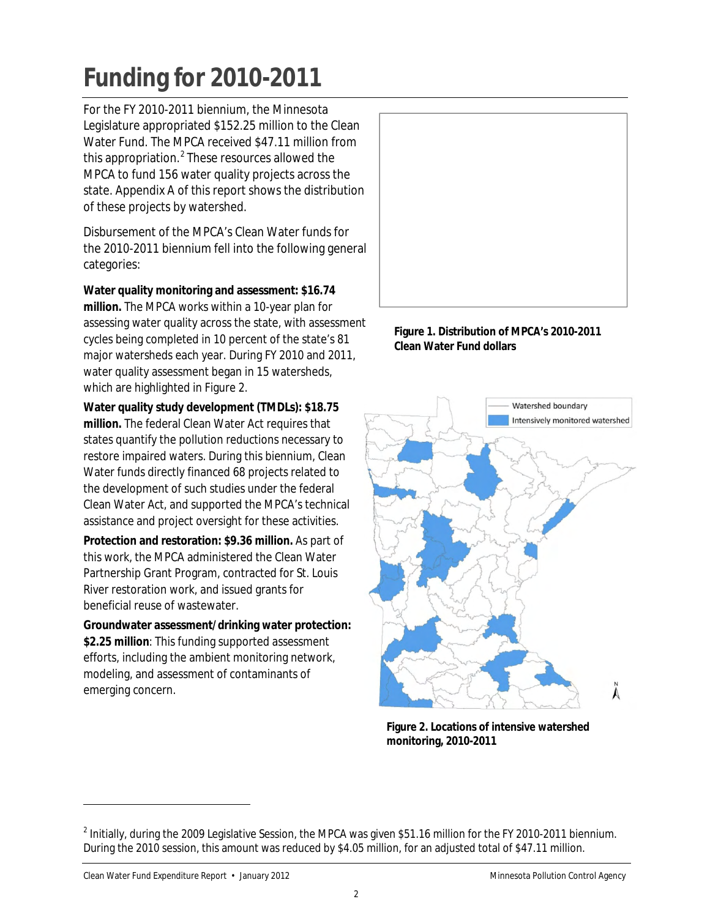# Funding for 2010-2011

For the FY 2010-2011 biennium, the Minnesota Legislature appropriated $152.25 million to the Clean Water Fund. The MPCA received $47.11 million from this appropriation.[2] These resources allowed the MPCA to fund 156 water quality projects across the state. Appendix A of this report shows the distribution of these projects by watershed.

Disbursement of the MPCA's Clean Water funds for the 2010-2011 biennium fell into the following general categories:

**Water quality monitoring and assessment: $16.74 million.** The MPCA works within a 10-year plan for assessing water quality across the state, with assessment cycles being completed in 10 percent of the state's 81 major watersheds each year. During FY 2010 and 2011, water quality assessment began in 15 watersheds, which are highlighted in Figure 2.

**Water quality study development (TMDLs): $18.75 million.** The federal Clean Water Act requires that states quantify the pollution reductions necessary to restore impaired waters. During this biennium, Clean Water funds directly financed 68 projects related to the development of such studies under the federal Clean Water Act, and supported the MPCA's technical assistance and project oversight for these activities.

**Protection and restoration: $9.36 million.** As part of this work, the MPCA administered the Clean Water Partnership Grant Program, contracted for St. Louis River restoration work, and issued grants for beneficial reuse of wastewater.

**Groundwater assessment/drinking water protection: $2.25 million**: This funding supported assessment efforts, including the ambient monitoring network, modeling, and assessment of contaminants of emerging concern.

**Figure 1. Distribution of MPCA's 2010-2011 Clean Water Fund dollars**

**Figure 2. Locations of intensive watershed monitoring, 2010-2011**

---

[2] Initially, during the 2009 Legislative Session, the MPCA was given $51.16 million for the FY 2010-2011 biennium. During the 2010 session, this amount was reduced by $4.05 million, for an adjusted total of $47.11 million.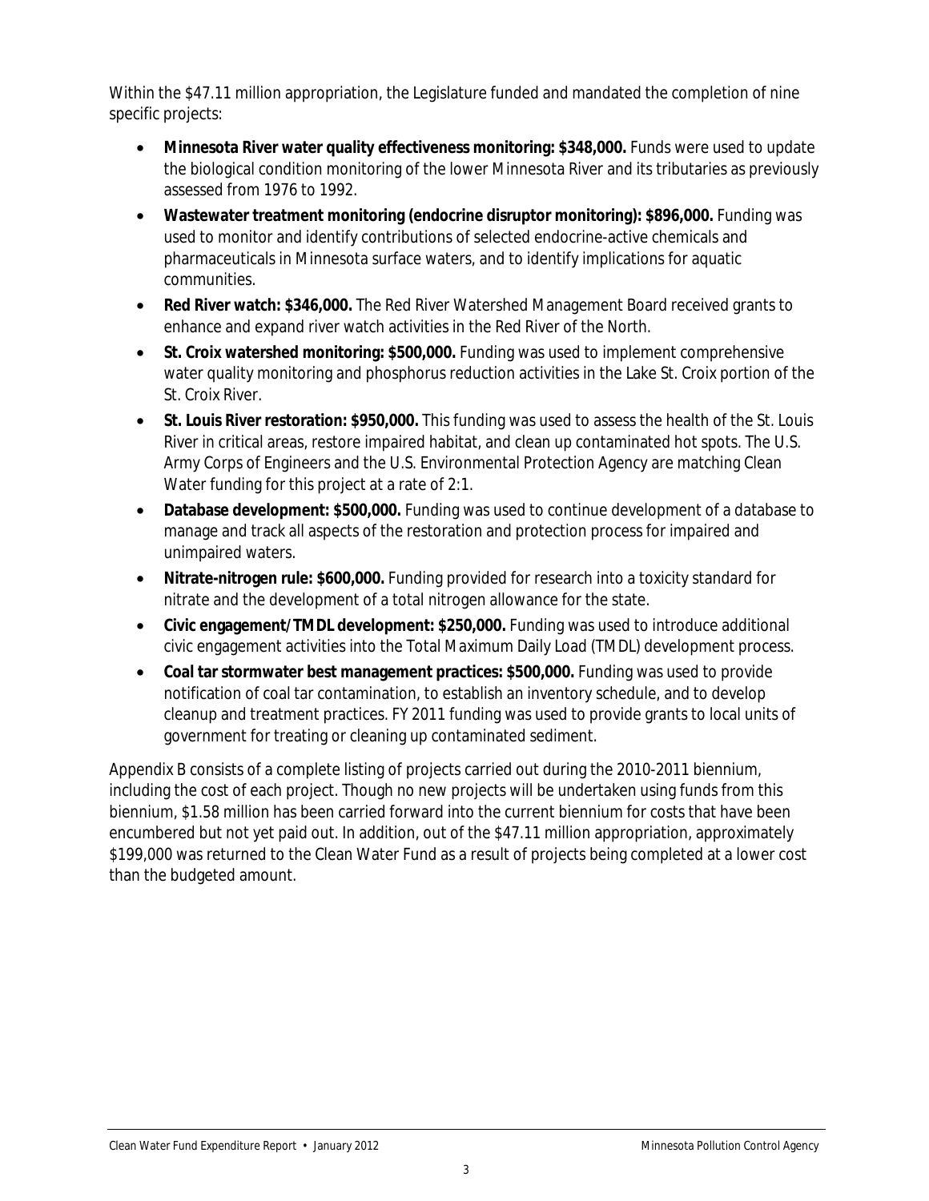Within the $47.11 million appropriation, the Legislature funded and mandated the completion of nine specific projects:

- **Minnesota River water quality effectiveness monitoring: $348,000.** Funds were used to update the biological condition monitoring of the lower Minnesota River and its tributaries as previously assessed from 1976 to 1992.
- **Wastewater treatment monitoring (endocrine disruptor monitoring): $896,000.** Funding was used to monitor and identify contributions of selected endocrine-active chemicals and pharmaceuticals in Minnesota surface waters, and to identify implications for aquatic communities.
- **Red River watch: $346,000.** The Red River Watershed Management Board received grants to enhance and expand river watch activities in the Red River of the North.
- **St. Croix watershed monitoring: $500,000.** Funding was used to implement comprehensive water quality monitoring and phosphorus reduction activities in the Lake St. Croix portion of the St. Croix River.
- **St. Louis River restoration: $950,000.** This funding was used to assess the health of the St. Louis River in critical areas, restore impaired habitat, and clean up contaminated hot spots. The U.S. Army Corps of Engineers and the U.S. Environmental Protection Agency are matching Clean Water funding for this project at a rate of 2:1.
- **Database development: $500,000.** Funding was used to continue development of a database to manage and track all aspects of the restoration and protection process for impaired and unimpaired waters.
- **Nitrate-nitrogen rule: $600,000.** Funding provided for research into a toxicity standard for nitrate and the development of a total nitrogen allowance for the state.
- **Civic engagement/TMDL development: $250,000.** Funding was used to introduce additional civic engagement activities into the Total Maximum Daily Load (TMDL) development process.
- **Coal tar stormwater best management practices: $500,000.** Funding was used to provide notification of coal tar contamination, to establish an inventory schedule, and to develop cleanup and treatment practices. FY 2011 funding was used to provide grants to local units of government for treating or cleaning up contaminated sediment.

Appendix B consists of a complete listing of projects carried out during the 2010-2011 biennium, including the cost of each project. Though no new projects will be undertaken using funds from this biennium, $1.58 million has been carried forward into the current biennium for costs that have been encumbered but not yet paid out. In addition, out of the $47.11 million appropriation, approximately $199,000 was returned to the Clean Water Fund as a result of projects being completed at a lower cost than the budgeted amount.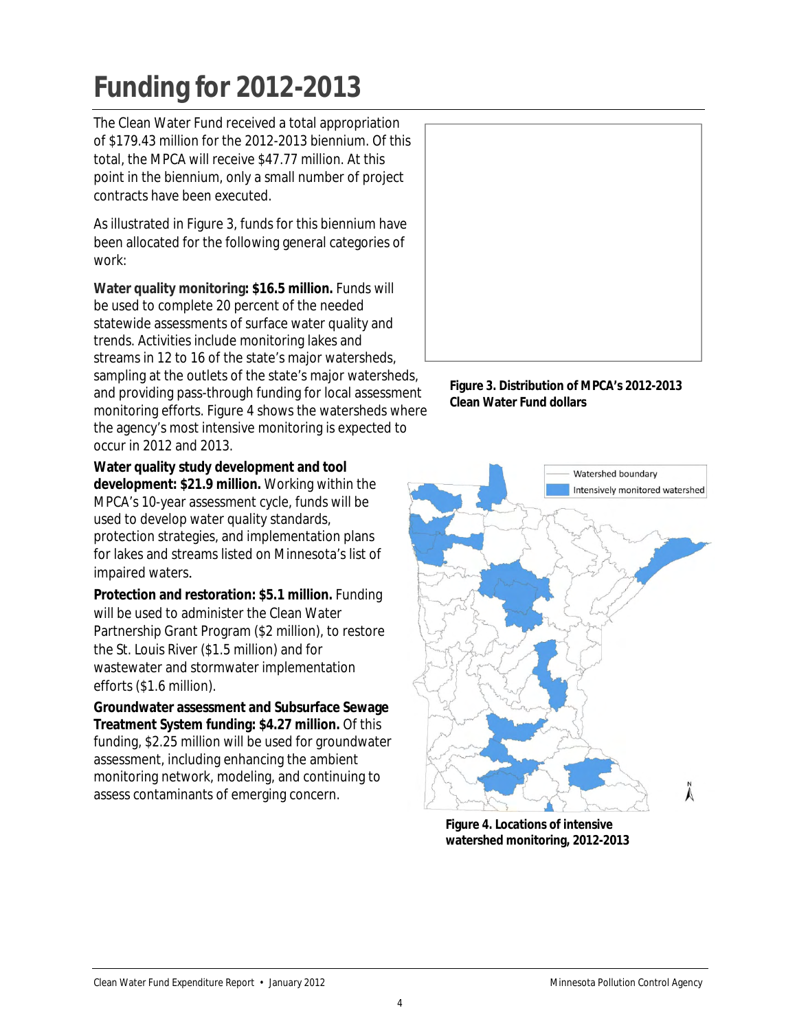# Funding for 2012-2013

The Clean Water Fund received a total appropriation of $179.43 million for the 2012-2013 biennium. Of this total, the MPCA will receive $47.77 million. At this point in the biennium, only a small number of project contracts have been executed.

As illustrated in Figure 3, funds for this biennium have been allocated for the following general categories of work:

**Water quality monitoring: $16.5 million.** Funds will be used to complete 20 percent of the needed statewide assessments of surface water quality and trends. Activities include monitoring lakes and streams in 12 to 16 of the state's major watersheds, sampling at the outlets of the state's major watersheds, and providing pass-through funding for local assessment monitoring efforts. Figure 4 shows the watersheds where the agency's most intensive monitoring is expected to occur in 2012 and 2013.

**Water quality study development and tool development: $21.9 million.** Working within the MPCA's 10-year assessment cycle, funds will be used to develop water quality standards, protection strategies, and implementation plans for lakes and streams listed on Minnesota's list of impaired waters.

**Protection and restoration: $5.1 million.** Funding will be used to administer the Clean Water Partnership Grant Program ($2 million), to restore the St. Louis River ($1.5 million) and for wastewater and stormwater implementation efforts ($1.6 million).

**Groundwater assessment and Subsurface Sewage Treatment System funding: $4.27 million.** Of this funding, $2.25 million will be used for groundwater assessment, including enhancing the ambient monitoring network, modeling, and continuing to assess contaminants of emerging concern.

**Figure 3. Distribution of MPCA's 2012-2013 Clean Water Fund dollars**

**Figure 4. Locations of intensive watershed monitoring, 2012-2013**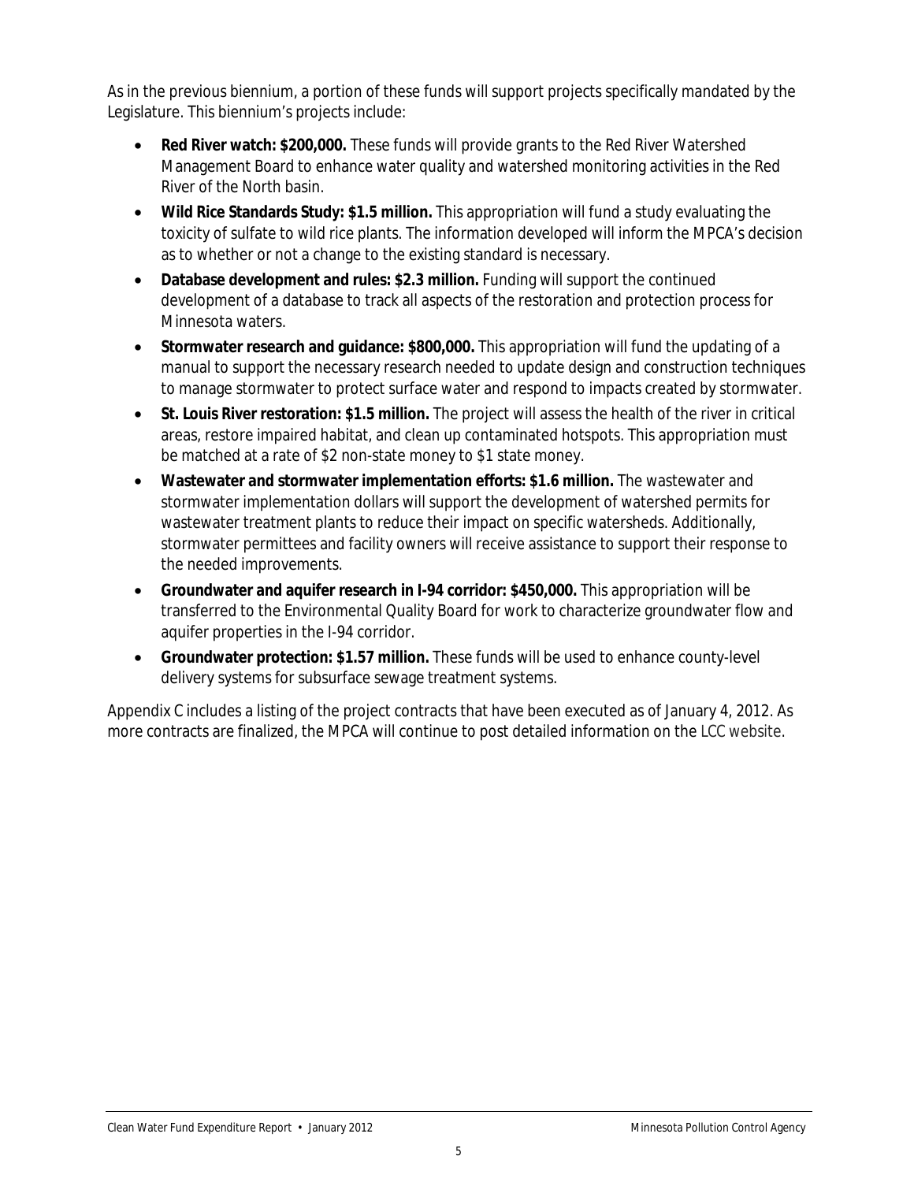As in the previous biennium, a portion of these funds will support projects specifically mandated by the Legislature. This biennium's projects include:

- **Red River watch: $200,000.** These funds will provide grants to the Red River Watershed Management Board to enhance water quality and watershed monitoring activities in the Red River of the North basin.
- **Wild Rice Standards Study: $1.5 million.** This appropriation will fund a study evaluating the toxicity of sulfate to wild rice plants. The information developed will inform the MPCA's decision as to whether or not a change to the existing standard is necessary.
- **Database development and rules: $2.3 million.** Funding will support the continued development of a database to track all aspects of the restoration and protection process for Minnesota waters.
- **Stormwater research and guidance: $800,000.** This appropriation will fund the updating of a manual to support the necessary research needed to update design and construction techniques to manage stormwater to protect surface water and respond to impacts created by stormwater.
- **St. Louis River restoration: $1.5 million.** The project will assess the health of the river in critical areas, restore impaired habitat, and clean up contaminated hotspots. This appropriation must be matched at a rate of $2 non-state money to $1 state money.
- **Wastewater and stormwater implementation efforts: $1.6 million.** The wastewater and stormwater implementation dollars will support the development of watershed permits for wastewater treatment plants to reduce their impact on specific watersheds. Additionally, stormwater permittees and facility owners will receive assistance to support their response to the needed improvements.
- **Groundwater and aquifer research in I-94 corridor: $450,000.** This appropriation will be transferred to the Environmental Quality Board for work to characterize groundwater flow and aquifer properties in the I-94 corridor.
- **Groundwater protection: $1.57 million.** These funds will be used to enhance county-level delivery systems for subsurface sewage treatment systems.

Appendix C includes a listing of the project contracts that have been executed as of January 4, 2012. As more contracts are finalized, the MPCA will continue to post detailed information on the LCC website.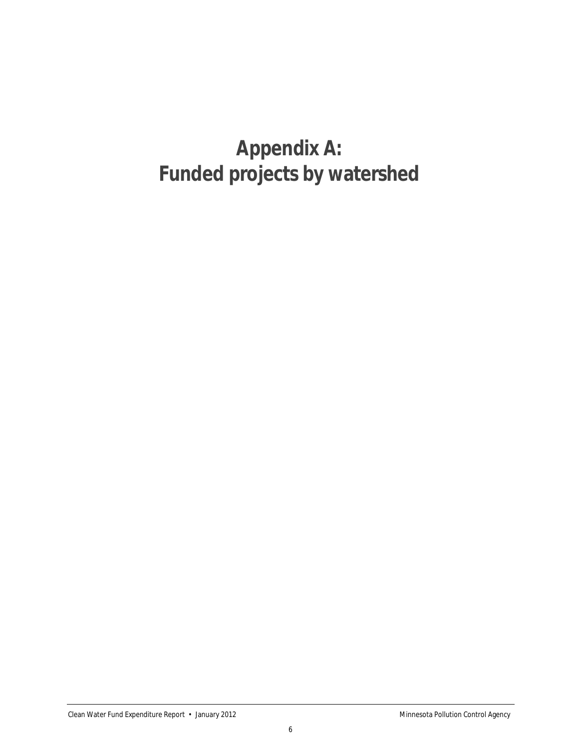# Appendix A: Funded projects by watershed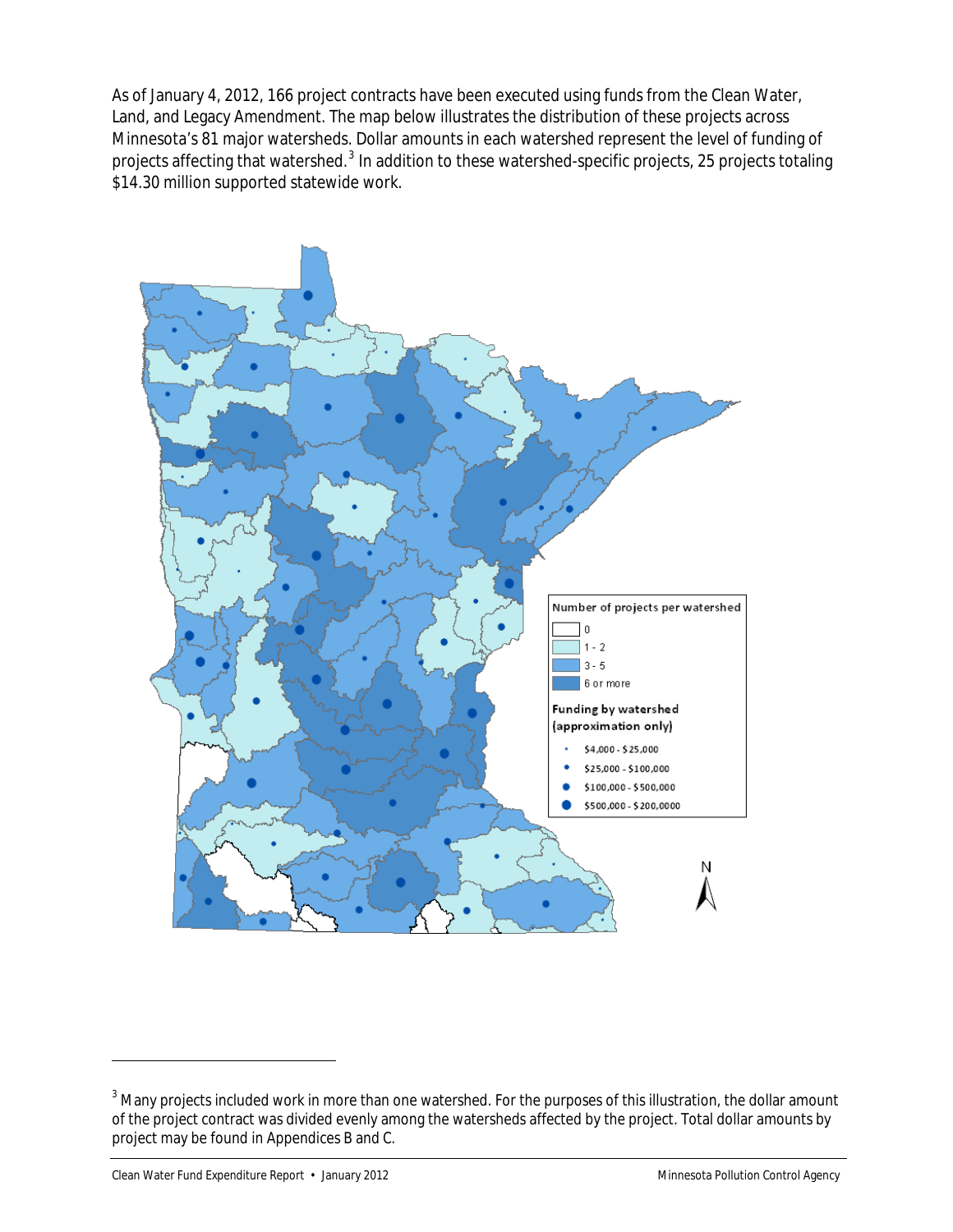As of January 4, 2012, 166 project contracts have been executed using funds from the Clean Water, Land, and Legacy Amendment. The map below illustrates the distribution of these projects across Minnesota's 81 major watersheds. Dollar amounts in each watershed represent the level of funding of projects affecting that watershed.[3] In addition to these watershed-specific projects, 25 projects totaling $14.30 million supported statewide work.

Number of projects per watershed

- 0
- 1 - 2
- 3 - 5
- 6 or more

Funding by watershed (approximation only)

- $4,000 - $25,000
- $25,000 - $100,000
- $100,000 - $500,000
- $500,000 - $200,0000

N

---

[3] Many projects included work in more than one watershed. For the purposes of this illustration, the dollar amount of the project contract was divided evenly among the watersheds affected by the project. Total dollar amounts by project may be found in Appendices B and C.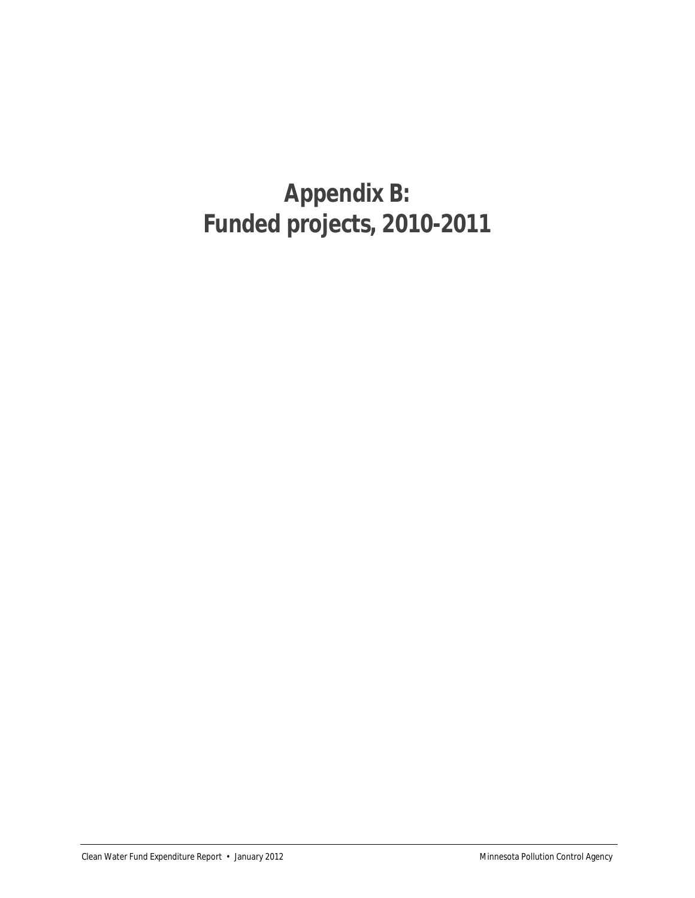# Appendix B: Funded projects, 2010-2011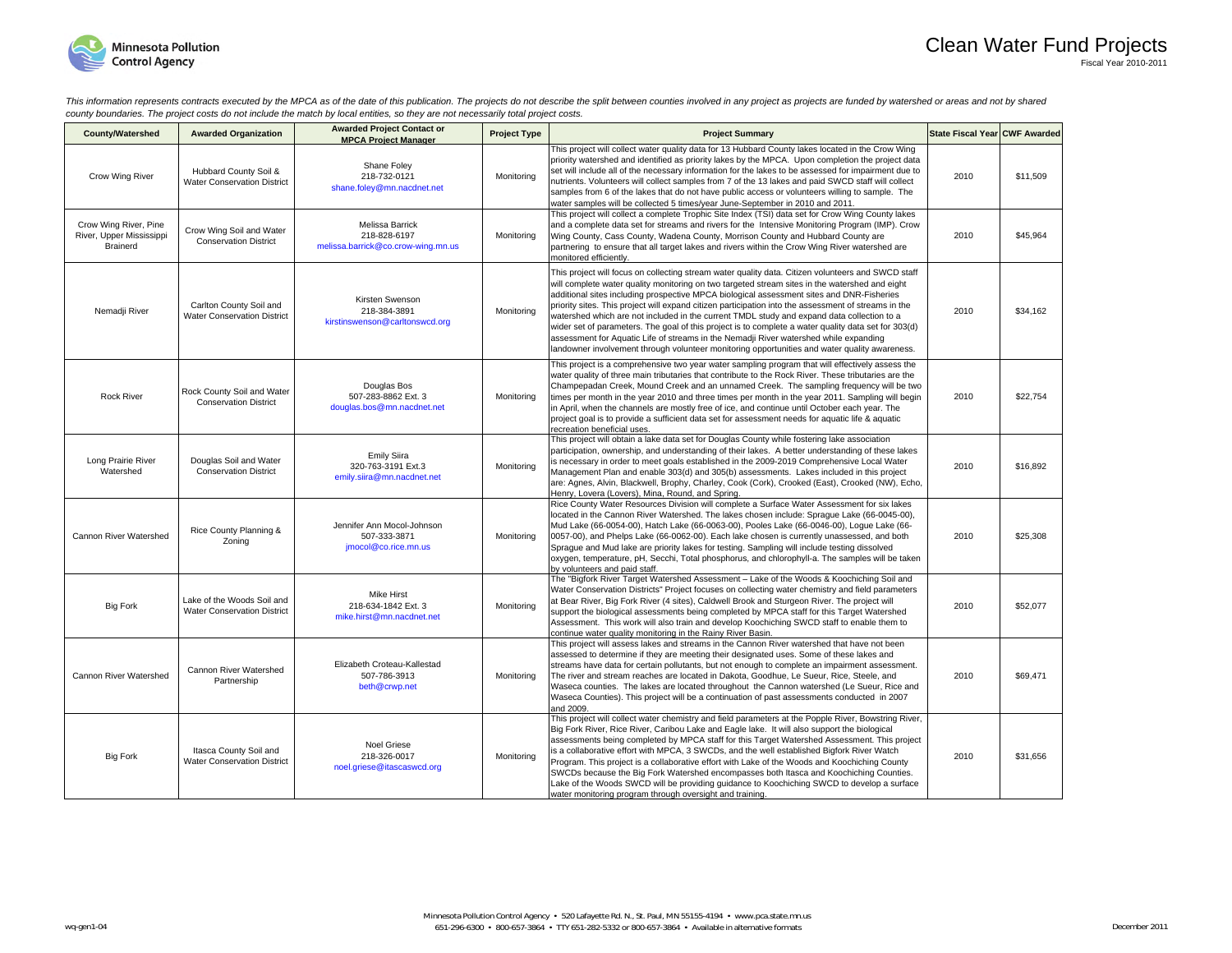# Clean Water Fund Projects

Fiscal Year 2010-2011

*This information represents contracts executed by the MPCA as of the date of this publication. The projects do not describe the split between counties involved in any project as projects are funded by watershed or areas and not by shared county boundaries. The project costs do not include the match by local entities, so they are not necessarily total project costs.*

| County/Watershed | Awarded Organization | Awarded Project Contact or MPCA Project Manager | Project Type | Project Summary | State Fiscal Year | CWF Awarded |
|---|---|---|---|---|---|---|
| Crow Wing River | Hubbard County Soil & Water Conservation District | Shane Foley 218-732-0121 shane.foley@mn.nacdnet.net | Monitoring | This project will collect water quality data for 13 Hubbard County lakes located in the Crow Wing priority watershed and identified as priority lakes by the MPCA. Upon completion the project data set will include all of the necessary information for the lakes to be assessed for impairment due to nutrients. Volunteers will collect samples from 7 of the 13 lakes and paid SWCD staff will collect samples from 6 of the lakes that do not have public access or volunteers willing to sample. The water samples will be collected 5 times/year June-September in 2010 and 2011. | 2010 | $11,509 |
| Crow Wing River, Pine River, Upper Mississippi Brainerd | Crow Wing Soil and Water Conservation District | Melissa Barrick 218-828-6197 melissa.barrick@co.crow-wing.mn.us | Monitoring | This project will collect a complete Trophic Site Index (TSI) data set for Crow Wing County lakes and a complete data set for streams and rivers for the Intensive Monitoring Program (IMP). Crow Wing County, Cass County, Wadena County, Morrison County and Hubbard County are partnering to ensure that all target lakes and rivers within the Crow Wing River watershed are monitored efficiently. | 2010 | $45,964 |
| Nemadji River | Carlton County Soil and Water Conservation District | Kirsten Swenson 218-384-3891 kirstinswenson@carltonswcd.org | Monitoring | This project will focus on collecting stream water quality data. Citizen volunteers and SWCD staff will complete water quality monitoring on two targeted stream sites in the watershed and eight additional sites including prospective MPCA biological assessment sites and DNR-Fisheries priority sites. This project will expand citizen participation into the assessment of streams in the watershed which are not included in the current TMDL study and expand data collection to a wider set of parameters. The goal of this project is to complete a water quality data set for 303(d) assessment for Aquatic Life of streams in the Nemadji River watershed while expanding landowner involvement through volunteer monitoring opportunities and water quality awareness. | 2010 | $34,162 |
| Rock River | Rock County Soil and Water Conservation District | Douglas Bos 507-283-8862 Ext. 3 douglas.bos@mn.nacdnet.net | Monitoring | This project is a comprehensive two year water sampling program that will effectively assess the water quality of three main tributaries that contribute to the Rock River. These tributaries are the Champepadan Creek, Mound Creek and an unnamed Creek. The sampling frequency will be two times per month in the year 2010 and three times per month in the year 2011. Sampling will begin in April, when the channels are mostly free of ice, and continue until October each year. The project goal is to provide a sufficient data set for assessment needs for aquatic life & aquatic recreation beneficial uses. | 2010 | $22,754 |
| Long Prairie River Watershed | Douglas Soil and Water Conservation District | Emily Siira 320-763-3191 Ext.3 emily.siira@mn.nacdnet.net | Monitoring | This project will obtain a lake data set for Douglas County while fostering lake association participation, ownership, and understanding of their lakes. A better understanding of these lakes is necessary in order to meet goals established in the 2009-2019 Comprehensive Local Water Management Plan and enable 303(d) and 305(b) assessments. Lakes included in this project are: Agnes, Alvin, Blackwell, Brophy, Charley, Cook (Cork), Crooked (East), Crooked (NW), Echo, Henry, Lovera (Lovers), Mina, Round, and Spring. | 2010 | $16,892 |
| Cannon River Watershed | Rice County Planning & Zoning | Jennifer Ann Mocol-Johnson 507-333-3871 jmocol@co.rice.mn.us | Monitoring | Rice County Water Resources Division will complete a Surface Water Assessment for six lakes located in the Cannon River Watershed. The lakes chosen include: Sprague Lake (66-0045-00), Mud Lake (66-0054-00), Hatch Lake (66-0063-00), Pooles Lake (66-0046-00), Logue Lake (66-0057-00), and Phelps Lake (66-0062-00). Each lake chosen is currently unassessed, and both Sprague and Mud lake are priority lakes for testing. Sampling will include testing dissolved oxygen, temperature, pH, Secchi, Total phosphorus, and chlorophyll-a. The samples will be taken by volunteers and paid staff. | 2010 | $25,308 |
| Big Fork | Lake of the Woods Soil and Water Conservation District | Mike Hirst 218-634-1842 Ext. 3 mike.hirst@mn.nacdnet.net | Monitoring | The "Bigfork River Target Watershed Assessment – Lake of the Woods & Koochiching Soil and Water Conservation Districts" Project focuses on collecting water chemistry and field parameters at Bear River, Big Fork River (4 sites), Caldwell Brook and Sturgeon River. The project will support the biological assessments being completed by MPCA staff for this Target Watershed Assessment. This work will also train and develop Koochiching SWCD staff to enable them to continue water quality monitoring in the Rainy River Basin. | 2010 | $52,077 |
| Cannon River Watershed | Cannon River Watershed Partnership | Elizabeth Croteau-Kallestad 507-786-3913 beth@crwp.net | Monitoring | This project will assess lakes and streams in the Cannon River watershed that have not been assessed to determine if they are meeting their designated uses. Some of these lakes and streams have data for certain pollutants, but not enough to complete an impairment assessment. The river and stream reaches are located in Dakota, Goodhue, Le Sueur, Rice, Steele, and Waseca counties. The lakes are located throughout the Cannon watershed (Le Sueur, Rice and Waseca Counties). This project will be a continuation of past assessments conducted in 2007 and 2009. | 2010 | $69,471 |
| Big Fork | Itasca County Soil and Water Conservation District | Noel Griese 218-326-0017 noel.griese@itascaswcd.org | Monitoring | This project will collect water chemistry and field parameters at the Popple River, Bowstring River, Big Fork River, Rice River, Caribou Lake and Eagle lake. It will also support the biological assessments being completed by MPCA staff for this Target Watershed Assessment. This project is a collaborative effort with MPCA, 3 SWCDs, and the well established Bigfork River Watch Program. This project is a collaborative effort with Lake of the Woods and Koochiching County SWCDs because the Big Fork Watershed encompasses both Itasca and Koochiching Counties. Lake of the Woods SWCD will be providing guidance to Koochiching SWCD to develop a surface water monitoring program through oversight and training. | 2010 | $31,656 |

wq-gen1-04

Minnesota Pollution Control Agency • 520 Lafayette Rd. N., St. Paul, MN 55155-4194 • www.pca.state.mn.us
651-296-6300 • 800-657-3864 • TTY 651-282-5332 or 800-657-3864 • Available in alternative formats

December 2011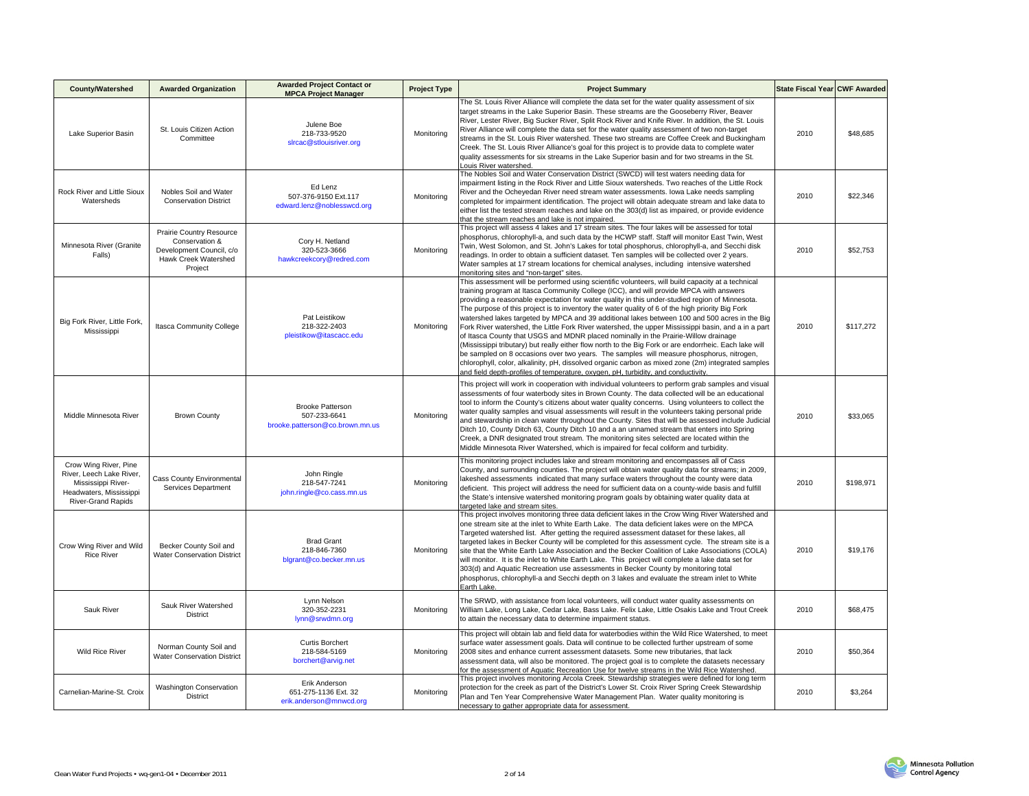| County/Watershed | Awarded Organization | Awarded Project Contact or MPCA Project Manager | Project Type | Project Summary | State Fiscal Year | CWF Awarded |
|---|---|---|---|---|---|---|
| Lake Superior Basin | St. Louis Citizen Action Committee | Julene Boe<br>218-733-9520<br>slrcac@stlouisriver.org | Monitoring | The St. Louis River Alliance will complete the data set for the water quality assessment of six target streams in the Lake Superior Basin. These streams are the Gooseberry River, Beaver River, Lester River, Big Sucker River, Split Rock River and Knife River. In addition, the St. Louis River Alliance will complete the data set for the water quality assessment of two non-target streams in the St. Louis River watershed. These two streams are Coffee Creek and Buckingham Creek. The St. Louis River Alliance's goal for this project is to provide data to complete water quality assessments for six streams in the Lake Superior basin and for two streams in the St. Louis River watershed. | 2010 | $48,685 |
| Rock River and Little Sioux Watersheds | Nobles Soil and Water Conservation District | Ed Lenz<br>507-376-9150 Ext.117<br>edward.lenz@noblesswcd.org | Monitoring | The Nobles Soil and Water Conservation District (SWCD) will test waters needing data for impairment listing in the Rock River and Little Sioux watersheds. Two reaches of the Little Rock River and the Ocheyedan River need stream water assessments. Iowa Lake needs sampling completed for impairment identification. The project will obtain adequate stream and lake data to either list the tested stream reaches and lake on the 303(d) list as impaired, or provide evidence that the stream reaches and lake is not impaired. | 2010 | $22,346 |
| Minnesota River (Granite Falls) | Prairie Country Resource Conservation & Development Council, c/o Hawk Creek Watershed Project | Cory H. Netland<br>320-523-3666<br>hawkcreekcory@redred.com | Monitoring | This project will assess 4 lakes and 17 stream sites. The four lakes will be assessed for total phosphorus, chlorophyll-a, and such data by the HCWP staff. Staff will monitor East Twin, West Twin, West Solomon, and St. John's Lakes for total phosphorus, chlorophyll-a, and Secchi disk readings. In order to obtain a sufficient dataset. Ten samples will be collected over 2 years. Water samples at 17 stream locations for chemical analyses, including intensive watershed monitoring sites and "non-target" sites. | 2010 | $52,753 |
| Big Fork River, Little Fork, Mississippi | Itasca Community College | Pat Leistikow<br>218-322-2403<br>pleistikow@itascacc.edu | Monitoring | This assessment will be performed using scientific volunteers, will build capacity at a technical training program at Itasca Community College (ICC), and will provide MPCA with answers providing a reasonable expectation for water quality in this under-studied region of Minnesota. The purpose of this project is to inventory the water quality of 6 of the high priority Big Fork watershed lakes targeted by MPCA and 39 additional lakes between 100 and 500 acres in the Big Fork River watershed, the Little Fork River watershed, the upper Mississippi basin, and a in a part of Itasca County that USGS and MDNR placed nominally in the Prairie-Willow drainage (Mississippi tributary) but really either flow north to the Big Fork or are endorheic. Each lake will be sampled on 8 occasions over two years. The samples will measure phosphorus, nitrogen, chlorophyll, color, alkalinity, pH, dissolved organic carbon as mixed zone (2m) integrated samples and field depth-profiles of temperature, oxygen, pH, turbidity, and conductivity. | 2010 | $117,272 |
| Middle Minnesota River | Brown County | Brooke Patterson<br>507-233-6641<br>brooke.patterson@co.brown.mn.us | Monitoring | This project will work in cooperation with individual volunteers to perform grab samples and visual assessments of four waterbody sites in Brown County. The data collected will be an educational tool to inform the County's citizens about water quality concerns. Using volunteers to collect the water quality samples and visual assessments will result in the volunteers taking personal pride and stewardship in clean water throughout the County. Sites that will be assessed include Judicial Ditch 10, County Ditch 63, County Ditch 10 and a an unnamed stream that enters into Spring Creek, a DNR designated trout stream. The monitoring sites selected are located within the Middle Minnesota River Watershed, which is impaired for fecal coliform and turbidity. | 2010 | $33,065 |
| Crow Wing River, Pine River, Leech Lake River, Mississippi River-Headwaters, Mississippi River-Grand Rapids | Cass County Environmental Services Department | John Ringle<br>218-547-7241<br>john.ringle@co.cass.mn.us | Monitoring | This monitoring project includes lake and stream monitoring and encompasses all of Cass County, and surrounding counties. The project will obtain water quality data for streams; in 2009, lakeshed assessments indicated that many surface waters throughout the county were data deficient. This project will address the need for sufficient data on a county-wide basis and fulfill the State's intensive watershed monitoring program goals by obtaining water quality data at targeted lake and stream sites. | 2010 | $198,971 |
| Crow Wing River and Wild Rice River | Becker County Soil and Water Conservation District | Brad Grant<br>218-846-7360<br>blgrant@co.becker.mn.us | Monitoring | This project involves monitoring three data deficient lakes in the Crow Wing River Watershed and one stream site at the inlet to White Earth Lake. The data deficient lakes were on the MPCA Targeted watershed list. After getting the required assessment dataset for these lakes, all targeted lakes in Becker County will be completed for this assessment cycle. The stream site is a site that the White Earth Lake Association and the Becker Coalition of Lake Associations (COLA) will monitor. It is the inlet to White Earth Lake. This project will complete a lake data set for 303(d) and Aquatic Recreation use assessments in Becker County by monitoring total phosphorus, chlorophyll-a and Secchi depth on 3 lakes and evaluate the stream inlet to White Earth Lake. | 2010 | $19,176 |
| Sauk River | Sauk River Watershed District | Lynn Nelson<br>320-352-2231<br>lynn@srwdmn.org | Monitoring | The SRWD, with assistance from local volunteers, will conduct water quality assessments on William Lake, Long Lake, Cedar Lake, Bass Lake. Felix Lake, Little Osakis Lake and Trout Creek to attain the necessary data to determine impairment status. | 2010 | $68,475 |
| Wild Rice River | Norman County Soil and Water Conservation District | Curtis Borchert<br>218-584-5169<br>borchert@arvig.net | Monitoring | This project will obtain lab and field data for waterbodies within the Wild Rice Watershed, to meet surface water assessment goals. Data will continue to be collected further upstream of some 2008 sites and enhance current assessment datasets. Some new tributaries, that lack assessment data, will also be monitored. The project goal is to complete the datasets necessary for the assessment of Aquatic Recreation Use for twelve streams in the Wild Rice Watershed. | 2010 | $50,364 |
| Carnelian-Marine-St. Croix | Washington Conservation District | Erik Anderson<br>651-275-1136 Ext. 32<br>erik.anderson@mnwcd.org | Monitoring | This project involves monitoring Arcola Creek. Stewardship strategies were defined for long term protection for the creek as part of the District's Lower St. Croix River Spring Creek Stewardship Plan and Ten Year Comprehensive Water Management Plan. Water quality monitoring is necessary to gather appropriate data for assessment. | 2010 | $3,264 |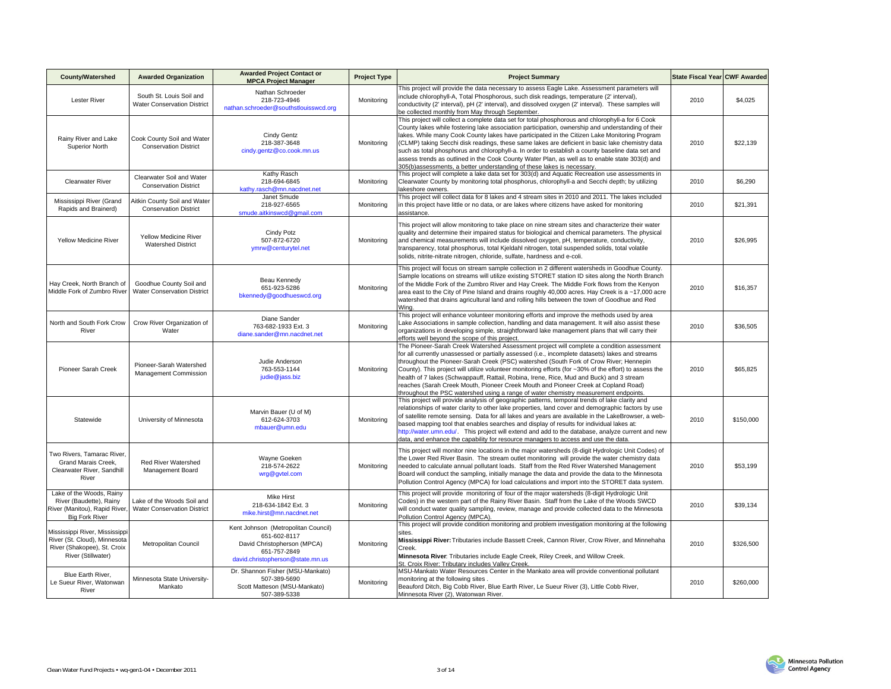| County/Watershed | Awarded Organization | Awarded Project Contact or MPCA Project Manager | Project Type | Project Summary | State Fiscal Year | CWF Awarded |
|---|---|---|---|---|---|---|
| Lester River | South St. Louis Soil and Water Conservation District | Nathan Schroeder 218-723-4946 nathan.schroeder@southstlouisswcd.org | Monitoring | This project will provide the data necessary to assess Eagle Lake. Assessment parameters will include chlorophyll-A, Total Phosphorous, such disk readings, temperature (2' interval), conductivity (2' interval), pH (2' interval), and dissolved oxygen (2' interval). These samples will be collected monthly from May through September. | 2010 | $4,025 |
| Rainy River and Lake Superior North | Cook County Soil and Water Conservation District | Cindy Gentz 218-387-3648 cindy.gentz@co.cook.mn.us | Monitoring | This project will collect a complete data set for total phosphorous and chlorophyll-a for 6 Cook County lakes while fostering lake association participation, ownership and understanding of their lakes. While many Cook County lakes have participated in the Citizen Lake Monitoring Program (CLMP) taking Secchi disk readings, these same lakes are deficient in basic lake chemistry data such as total phosphorus and chlorophyll-a. In order to establish a county baseline data set and assess trends as outlined in the Cook County Water Plan, as well as to enable state 303(d) and 305(b)assessments, a better understanding of these lakes is necessary. | 2010 | $22,139 |
| Clearwater River | Clearwater Soil and Water Conservation District | Kathy Rasch 218-694-6845 kathy.rasch@mn.nacdnet.net | Monitoring | This project will complete a lake data set for 303(d) and Aquatic Recreation use assessments in Clearwater County by monitoring total phosphorus, chlorophyll-a and Secchi depth; by utilizing lakeshore owners. | 2010 | $6,290 |
| Mississippi River (Grand Rapids and Brainerd) | Aitkin County Soil and Water Conservation District | Janet Smude 218-927-6565 smude.aitkinswcd@gmail.com | Monitoring | This project will collect data for 8 lakes and 4 stream sites in 2010 and 2011. The lakes included in this project have little or no data, or are lakes where citizens have asked for monitoring assistance. | 2010 | $21,391 |
| Yellow Medicine River | Yellow Medicine River Watershed District | Cindy Potz 507-872-6720 ymrw@centurytel.net | Monitoring | This project will allow monitoring to take place on nine stream sites and characterize their water quality and determine their impaired status for biological and chemical parameters. The physical and chemical measurements will include dissolved oxygen, pH, temperature, conductivity, transparency, total phosphorus, total Kjeldahl nitrogen, total suspended solids, total volatile solids, nitrite-nitrate nitrogen, chloride, sulfate, hardness and e-coli. | 2010 | $26,995 |
| Hay Creek, North Branch of Middle Fork of Zumbro River | Goodhue County Soil and Water Conservation District | Beau Kennedy 651-923-5286 bkennedy@goodhueswcd.org | Monitoring | This project will focus on stream sample collection in 2 different watersheds in Goodhue County. Sample locations on streams will utilize existing STORET station ID sites along the North Branch of the Middle Fork of the Zumbro River and Hay Creek. The Middle Fork flows from the Kenyon area east to the City of Pine Island and drains roughly 40,000 acres. Hay Creek is a ~17,000 acre watershed that drains agricultural land and rolling hills between the town of Goodhue and Red Wing. | 2010 | $16,357 |
| North and South Fork Crow River | Crow River Organization of Water | Diane Sander 763-682-1933 Ext. 3 diane.sander@mn.nacdnet.net | Monitoring | This project will enhance volunteer monitoring efforts and improve the methods used by area Lake Associations in sample collection, handling and data management. It will also assist these organizations in developing simple, straightforward lake management plans that will carry their efforts well beyond the scope of this project. | 2010 | $36,505 |
| Pioneer Sarah Creek | Pioneer-Sarah Watershed Management Commission | Judie Anderson 763-553-1144 judie@jass.biz | Monitoring | The Pioneer-Sarah Creek Watershed Assessment project will complete a condition assessment for all currently unassessed or partially assessed (i.e., incomplete datasets) lakes and streams throughout the Pioneer-Sarah Creek (PSC) watershed (South Fork of Crow River; Hennepin County). This project will utilize volunteer monitoring efforts (for ~30% of the effort) to assess the health of 7 lakes (Schwappauff, Rattail, Robina, Irene, Rice, Mud and Buck) and 3 stream reaches (Sarah Creek Mouth, Pioneer Creek Mouth and Pioneer Creek at Copland Road) throughout the PSC watershed using a range of water chemistry measurement endpoints. | 2010 | $65,825 |
| Statewide | University of Minnesota | Marvin Bauer (U of M) 612-624-3703 mbauer@umn.edu | Monitoring | This project will provide analysis of geographic patterns, temporal trends of lake clarity and relationships of water clarity to other lake properties, land cover and demographic factors by use of satellite remote sensing. Data for all lakes and years are available in the LakeBrowser, a web-based mapping tool that enables searches and display of results for individual lakes at: http://water.umn.edu/. This project will extend and add to the database, analyze current and new data, and enhance the capability for resource managers to access and use the data. | 2010 | $150,000 |
| Two Rivers, Tamarac River, Grand Marais Creek, Clearwater River, Sandhill River | Red River Watershed Management Board | Wayne Goeken 218-574-2622 wrg@gvtel.com | Monitoring | This project will monitor nine locations in the major watersheds (8-digit Hydrologic Unit Codes) of the Lower Red River Basin. The stream outlet monitoring will provide the water chemistry data needed to calculate annual pollutant loads. Staff from the Red River Watershed Management Board will conduct the sampling, initially manage the data and provide the data to the Minnesota Pollution Control Agency (MPCA) for load calculations and import into the STORET data system. | 2010 | $53,199 |
| Lake of the Woods, Rainy River (Baudette), Rainy River (Manitou), Rapid River, Big Fork River | Lake of the Woods Soil and Water Conservation District | Mike Hirst 218-634-1842 Ext. 3 mike.hirst@mn.nacdnet.net | Monitoring | This project will provide monitoring of four of the major watersheds (8-digit Hydrologic Unit Codes) in the western part of the Rainy River Basin. Staff from the Lake of the Woods SWCD will conduct water quality sampling, review, manage and provide collected data to the Minnesota Pollution Control Agency (MPCA). | 2010 | $39,134 |
| Mississippi River, Mississippi River (St. Cloud), Minnesota River (Shakopee), St. Croix River (Stillwater) | Metropolitan Council | Kent Johnson (Metropolitan Council) 651-602-8117 David Christopherson (MPCA) 651-757-2849 david.christopherson@state.mn.us | Monitoring | This project will provide condition monitoring and problem investigation monitoring at the following sites. **Mississippi River:** Tributaries include Bassett Creek, Cannon River, Crow River, and Minnehaha Creek. **Minnesota River**: Tributaries include Eagle Creek, Riley Creek, and Willow Creek. St. Croix River: Tributary includes Valley Creek. | 2010 | $326,500 |
| Blue Earth River, Le Sueur River, Watonwan River | Minnesota State University-Mankato | Dr. Shannon Fisher (MSU-Mankato) 507-389-5690 Scott Matteson (MSU-Mankato) 507-389-5338 | Monitoring | MSU-Mankato Water Resources Center in the Mankato area will provide conventional pollutant monitoring at the following sites . Beauford Ditch, Big Cobb River, Blue Earth River, Le Sueur River (3), Little Cobb River, Minnesota River (2), Watonwan River. | 2010 | $260,000 |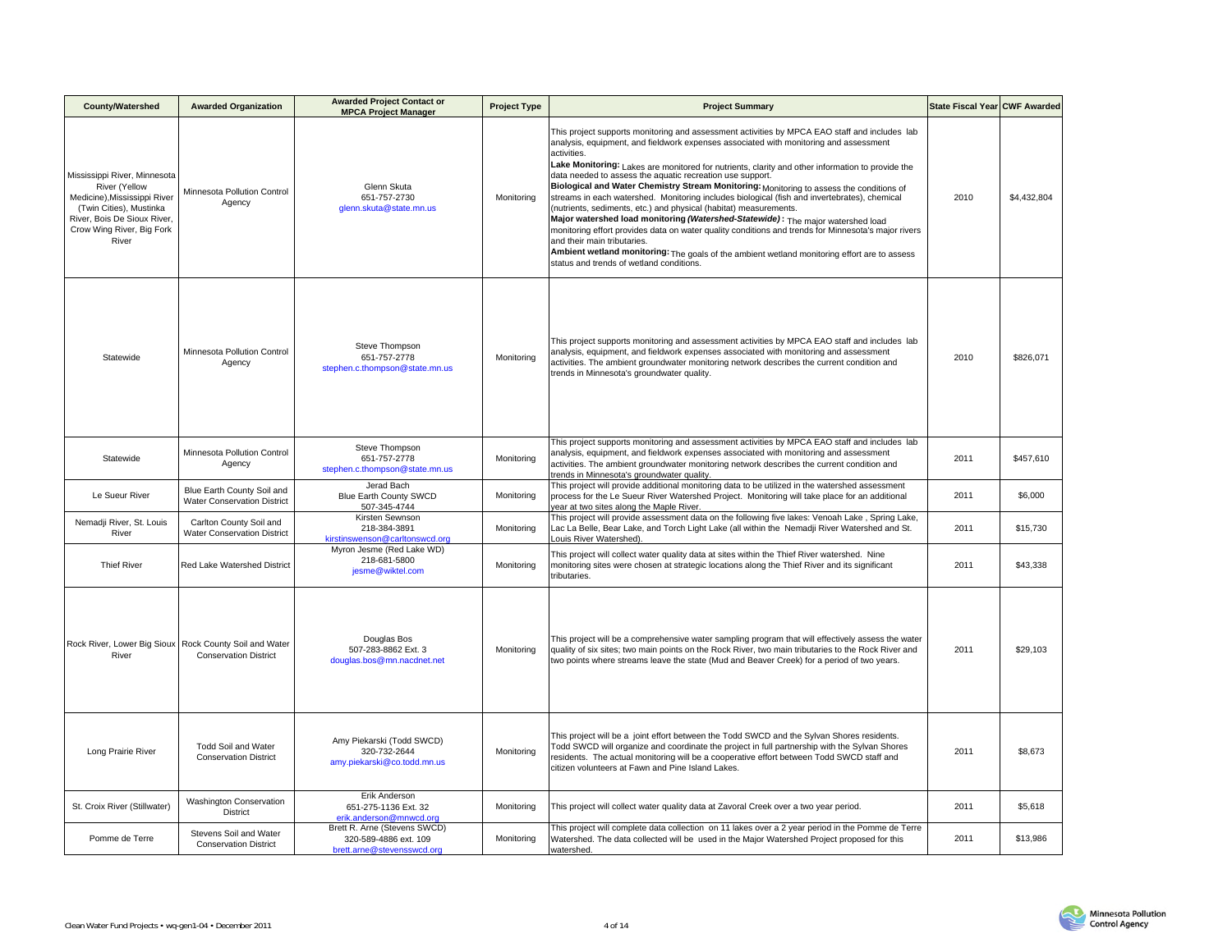| County/Watershed | Awarded Organization | Awarded Project Contact or MPCA Project Manager | Project Type | Project Summary | State Fiscal Year | CWF Awarded |
|---|---|---|---|---|---|---|
| Mississippi River, Minnesota River (Yellow Medicine),Mississippi River (Twin Cities), Mustinka River, Bois De Sioux River, Crow Wing River, Big Fork River | Minnesota Pollution Control Agency | Glenn Skuta<br>651-757-2730<br>glenn.skuta@state.mn.us | Monitoring | This project supports monitoring and assessment activities by MPCA EAO staff and includes lab analysis, equipment, and fieldwork expenses associated with monitoring and assessment activities.<br>**Lake Monitoring:** Lakes are monitored for nutrients, clarity and other information to provide the data needed to assess the aquatic recreation use support.<br>**Biological and Water Chemistry Stream Monitoring:** Monitoring to assess the conditions of streams in each watershed. Monitoring includes biological (fish and invertebrates), chemical (nutrients, sediments, etc.) and physical (habitat) measurements.<br>**Major watershed load monitoring *(Watershed-Statewide)* :** The major watershed load monitoring effort provides data on water quality conditions and trends for Minnesota's major rivers and their main tributaries.<br>**Ambient wetland monitoring:** The goals of the ambient wetland monitoring effort are to assess status and trends of wetland conditions. | 2010 | $4,432,804 |
| Statewide | Minnesota Pollution Control Agency | Steve Thompson<br>651-757-2778<br>stephen.c.thompson@state.mn.us | Monitoring | This project supports monitoring and assessment activities by MPCA EAO staff and includes lab analysis, equipment, and fieldwork expenses associated with monitoring and assessment activities. The ambient groundwater monitoring network describes the current condition and trends in Minnesota's groundwater quality. | 2010 | $826,071 |
| Statewide | Minnesota Pollution Control Agency | Steve Thompson<br>651-757-2778<br>stephen.c.thompson@state.mn.us | Monitoring | This project supports monitoring and assessment activities by MPCA EAO staff and includes lab analysis, equipment, and fieldwork expenses associated with monitoring and assessment activities. The ambient groundwater monitoring network describes the current condition and trends in Minnesota's groundwater quality. | 2011 | $457,610 |
| Le Sueur River | Blue Earth County Soil and Water Conservation District | Jerad Bach<br>Blue Earth County SWCD<br>507-345-4744 | Monitoring | This project will provide additional monitoring data to be utilized in the watershed assessment process for the Le Sueur River Watershed Project. Monitoring will take place for an additional year at two sites along the Maple River. | 2011 | $6,000 |
| Nemadji River, St. Louis River | Carlton County Soil and Water Conservation District | Kirsten Sewnson<br>218-384-3891<br>kirstinswenson@carltonswcd.org | Monitoring | This project will provide assessment data on the following five lakes: Venoah Lake , Spring Lake, Lac La Belle, Bear Lake, and Torch Light Lake (all within the Nemadji River Watershed and St. Louis River Watershed). | 2011 | $15,730 |
| Thief River | Red Lake Watershed District | Myron Jesme (Red Lake WD)<br>218-681-5800<br>jesme@wiktel.com | Monitoring | This project will collect water quality data at sites within the Thief River watershed. Nine monitoring sites were chosen at strategic locations along the Thief River and its significant tributaries. | 2011 | $43,338 |
| Rock River, Lower Big Sioux River | Rock County Soil and Water Conservation District | Douglas Bos<br>507-283-8862 Ext. 3<br>douglas.bos@mn.nacdnet.net | Monitoring | This project will be a comprehensive water sampling program that will effectively assess the water quality of six sites; two main points on the Rock River, two main tributaries to the Rock River and two points where streams leave the state (Mud and Beaver Creek) for a period of two years. | 2011 | $29,103 |
| Long Prairie River | Todd Soil and Water Conservation District | Amy Piekarski (Todd SWCD)<br>320-732-2644<br>amy.piekarski@co.todd.mn.us | Monitoring | This project will be a joint effort between the Todd SWCD and the Sylvan Shores residents. Todd SWCD will organize and coordinate the project in full partnership with the Sylvan Shores residents. The actual monitoring will be a cooperative effort between Todd SWCD staff and citizen volunteers at Fawn and Pine Island Lakes. | 2011 | $8,673 |
| St. Croix River (Stillwater) | Washington Conservation District | Erik Anderson<br>651-275-1136 Ext. 32<br>erik.anderson@mnwcd.org | Monitoring | This project will collect water quality data at Zavoral Creek over a two year period. | 2011 | $5,618 |
| Pomme de Terre | Stevens Soil and Water Conservation District | Brett R. Arne (Stevens SWCD)<br>320-589-4886 ext. 109<br>brett.arne@stevensswcd.org | Monitoring | This project will complete data collection on 11 lakes over a 2 year period in the Pomme de Terre Watershed. The data collected will be used in the Major Watershed Project proposed for this watershed. | 2011 | $13,986 |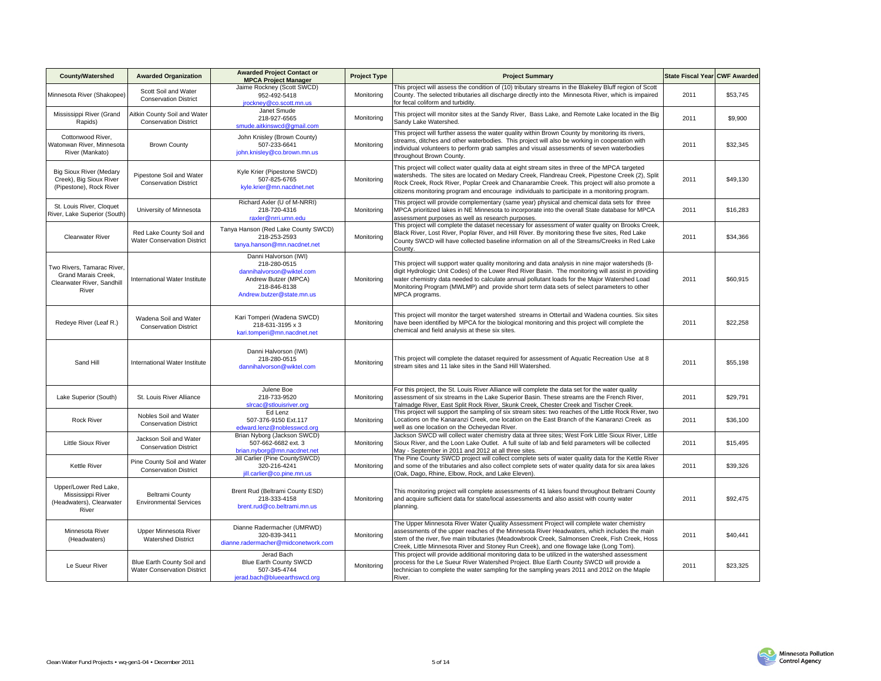| County/Watershed | Awarded Organization | Awarded Project Contact or MPCA Project Manager | Project Type | Project Summary | State Fiscal Year | CWF Awarded |
|---|---|---|---|---|---|---|
| Minnesota River (Shakopee) | Scott Soil and Water Conservation District | Jaime Rockney (Scott SWCD)<br>952-492-5418<br>jrockney@co.scott.mn.us | Monitoring | This project will assess the condition of (10) tributary streams in the Blakeley Bluff region of Scott County. The selected tributaries all discharge directly into the Minnesota River, which is impaired for fecal coliform and turbidity. | 2011 | $53,745 |
| Mississippi River (Grand Rapids) | Aitkin County Soil and Water Conservation District | Janet Smude<br>218-927-6565<br>smude.aitkinswcd@gmail.com | Monitoring | This project will monitor sites at the Sandy River, Bass Lake, and Remote Lake located in the Big Sandy Lake Watershed. | 2011 | $9,900 |
| Cottonwood River, Watonwan River, Minnesota River (Mankato) | Brown County | John Knisley (Brown County)<br>507-233-6641<br>john.knisley@co.brown.mn.us | Monitoring | This project will further assess the water quality within Brown County by monitoring its rivers, streams, ditches and other waterbodies. This project will also be working in cooperation with individual volunteers to perform grab samples and visual assessments of seven waterbodies throughout Brown County. | 2011 | $32,345 |
| Big Sioux River (Medary Creek), Big Sioux River (Pipestone), Rock River | Pipestone Soil and Water Conservation District | Kyle Krier (Pipestone SWCD)<br>507-825-6765<br>kyle.krier@mn.nacdnet.net | Monitoring | This project will collect water quality data at eight stream sites in three of the MPCA targeted watersheds. The sites are located on Medary Creek, Flandreau Creek, Pipestone Creek (2), Split Rock Creek, Rock River, Poplar Creek and Chanarambie Creek. This project will also promote a citizens monitoring program and encourage individuals to participate in a monitoring program. | 2011 | $49,130 |
| St. Louis River, Cloquet River, Lake Superior (South) | University of Minnesota | Richard Axler (U of M-NRRI)<br>218-720-4316<br>raxler@nrri.umn.edu | Monitoring | This project will provide complementary (same year) physical and chemical data sets for three MPCA prioritized lakes in NE Minnesota to incorporate into the overall State database for MPCA assessment purposes as well as research purposes. | 2011 | $16,283 |
| Clearwater River | Red Lake County Soil and Water Conservation District | Tanya Hanson (Red Lake County SWCD)<br>218-253-2593<br>tanya.hanson@mn.nacdnet.net | Monitoring | This project will complete the dataset necessary for assessment of water quality on Brooks Creek, Black River, Lost River, Poplar River, and Hill River. By monitoring these five sites, Red Lake County SWCD will have collected baseline information on all of the Streams/Creeks in Red Lake County. | 2011 | $34,366 |
| Two Rivers, Tamarac River, Grand Marais Creek, Clearwater River, Sandhill River | International Water Institute | Danni Halvorson (IWI)<br>218-280-0515<br>dannihalvorson@wiktel.com<br>Andrew Butzer (MPCA)<br>218-846-8138<br>Andrew.butzer@state.mn.us | Monitoring | This project will support water quality monitoring and data analysis in nine major watersheds (8-digit Hydrologic Unit Codes) of the Lower Red River Basin. The monitoring will assist in providing water chemistry data needed to calculate annual pollutant loads for the Major Watershed Load Monitoring Program (MWLMP) and provide short term data sets of select parameters to other MPCA programs. | 2011 | $60,915 |
| Redeye River (Leaf R.) | Wadena Soil and Water Conservation District | Kari Tomperi (Wadena SWCD)<br>218-631-3195 x 3<br>kari.tomperi@mn.nacdnet.net | Monitoring | This project will monitor the target watershed streams in Ottertail and Wadena counties. Six sites have been identified by MPCA for the biological monitoring and this project will complete the chemical and field analysis at these six sites. | 2011 | $22,258 |
| Sand Hill | International Water Institute | Danni Halvorson (IWI)<br>218-280-0515<br>dannihalvorson@wiktel.com | Monitoring | This project will complete the dataset required for assessment of Aquatic Recreation Use at 8 stream sites and 11 lake sites in the Sand Hill Watershed. | 2011 | $55,198 |
| Lake Superior (South) | St. Louis River Alliance | Julene Boe<br>218-733-9520<br>slrcac@stlouisriver.org | Monitoring | For this project, the St. Louis River Alliance will complete the data set for the water quality assessment of six streams in the Lake Superior Basin. These streams are the French River, Talmadge River, East Split Rock River, Skunk Creek, Chester Creek and Tischer Creek. | 2011 | $29,791 |
| Rock River | Nobles Soil and Water Conservation District | Ed Lenz<br>507-376-9150 Ext.117<br>edward.lenz@noblesswcd.org | Monitoring | This project will support the sampling of six stream sites: two reaches of the Little Rock River, two Locations on the Kanaranzi Creek, one location on the East Branch of the Kanaranzi Creek as well as one location on the Ocheyedan River. | 2011 | $36,100 |
| Little Sioux River | Jackson Soil and Water Conservation District | Brian Nyborg (Jackson SWCD)<br>507-662-6682 ext. 3<br>brian.nyborg@mn.nacdnet.net | Monitoring | Jackson SWCD will collect water chemistry data at three sites; West Fork Little Sioux River, Little Sioux River, and the Loon Lake Outlet. A full suite of lab and field parameters will be collected May - September in 2011 and 2012 at all three sites. | 2011 | $15,495 |
| Kettle River | Pine County Soil and Water Conservation District | Jill Carlier (Pine CountySWCD)<br>320-216-4241<br>jill.carlier@co.pine.mn.us | Monitoring | The Pine County SWCD project will collect complete sets of water quality data for the Kettle River and some of the tributaries and also collect complete sets of water quality data for six area lakes (Oak, Dago, Rhine, Elbow, Rock, and Lake Eleven). | 2011 | $39,326 |
| Upper/Lower Red Lake, Mississippi River (Headwaters), Clearwater River | Beltrami County Environmental Services | Brent Rud (Beltrami County ESD)<br>218-333-4158<br>brent.rud@co.beltrami.mn.us | Monitoring | This monitoring project will complete assessments of 41 lakes found throughout Beltrami County and acquire sufficient data for state/local assessments and also assist with county water planning. | 2011 | $92,475 |
| Minnesota River (Headwaters) | Upper Minnesota River Watershed District | Dianne Radermacher (UMRWD)<br>320-839-3411<br>dianne.radermacher@midconetwork.com | Monitoring | The Upper Minnesota River Water Quality Assessment Project will complete water chemistry assessments of the upper reaches of the Minnesota River Headwaters, which includes the main stem of the river, five main tributaries (Meadowbrook Creek, Salmonsen Creek, Fish Creek, Hoss Creek, Little Minnesota River and Stoney Run Creek), and one flowage lake (Long Tom). | 2011 | $40,441 |
| Le Sueur River | Blue Earth County Soil and Water Conservation District | Jerad Bach<br>Blue Earth County SWCD<br>507-345-4744<br>jerad.bach@blueearthswcd.org | Monitoring | This project will provide additional monitoring data to be utilized in the watershed assessment process for the Le Sueur River Watershed Project. Blue Earth County SWCD will provide a technician to complete the water sampling for the sampling years 2011 and 2012 on the Maple River. | 2011 | $23,325 |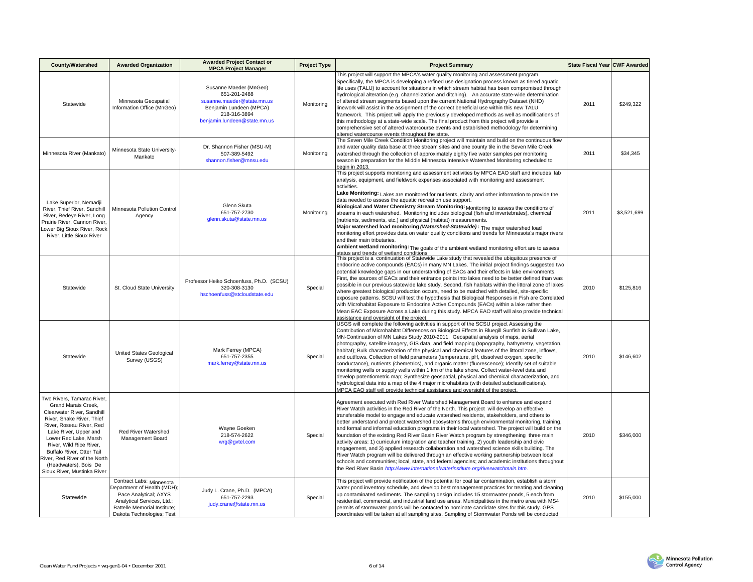| County/Watershed | Awarded Organization | Awarded Project Contact or MPCA Project Manager | Project Type | Project Summary | State Fiscal Year | CWF Awarded |
|---|---|---|---|---|---|---|
| Statewide | Minnesota Geospatial Information Office (MnGeo) | Susanne Maeder (MnGeo)<br>651-201-2488<br>susanne.maeder@state.mn.us<br>Benjamin Lundeen (MPCA)<br>218-316-3894<br>benjamin.lundeen@state.mn.us | Monitoring | This project will support the MPCA's water quality monitoring and assessment program. Specifically, the MPCA is developing a refined use designation process known as tiered aquatic life uses (TALU) to account for situations in which stream habitat has been compromised through hydrological alteration (e.g. channelization and ditching). An accurate state-wide determination of altered stream segments based upon the current National Hydrography Dataset (NHD) linework will assist in the assignment of the correct beneficial use within this new TALU framework. This project will apply the previously developed methods as well as modifications of this methodology at a state-wide scale. The final product from this project will provide a comprehensive set of altered watercourse events and established methodology for determining altered watercourse events throughout the state. | 2011 | $249,322 |
| Minnesota River (Mankato) | Minnesota State University-Mankato | Dr. Shannon Fisher (MSU-M)<br>507-389-5492<br>shannon.fisher@mnsu.edu | Monitoring | The Seven Mile Creek Condition Monitoring project will maintain and build on the continuous flow and water quality data base at three stream sites and one county tile in the Seven Mile Creek watershed through the collection of approximately eighty five water samples per monitoring season in preparation for the Middle Minnesota Intensive Watershed Monitoring scheduled to begin in 2013. | 2011 | $34,345 |
| Lake Superior, Nemadji River, Thief River, Sandhill River, Redeye River, Long Prairie River, Cannon River, Lower Big Sioux River, Rock River, Little Sioux River | Minnesota Pollution Control Agency | Glenn Skuta<br>651-757-2730<br>glenn.skuta@state.mn.us | Monitoring | This project supports monitoring and assessment activities by MPCA EAO staff and includes lab analysis, equipment, and fieldwork expenses associated with monitoring and assessment activities.<br>**Lake Monitoring:** Lakes are monitored for nutrients, clarity and other information to provide the data needed to assess the aquatic recreation use support.<br>**Biological and Water Chemistry Stream Monitoring:** Monitoring to assess the conditions of streams in each watershed. Monitoring includes biological (fish and invertebrates), chemical (nutrients, sediments, etc.) and physical (habitat) measurements.<br>**Major watershed load monitoring *(Watershed-Statewide)*:** The major watershed load monitoring effort provides data on water quality conditions and trends for Minnesota's major rivers and their main tributaries.<br>**Ambient wetland monitoring:** The goals of the ambient wetland monitoring effort are to assess status and trends of wetland conditions | 2011 | $3,521,699 |
| Statewide | St. Cloud State University | Professor Heiko Schoenfuss, Ph.D. (SCSU)<br>320-308-3130<br>hschoenfuss@stcloudstate.edu | Special | This project is a continuation of Statewide Lake study that revealed the ubiquitous presence of endocrine active compounds (EACs) in many MN Lakes. The initial project findings suggested two potential knowledge gaps in our understanding of EACs and their effects in lake environments. First, the sources of EACs and their entrance points into lakes need to be better defined than was possible in our previous statewide lake study. Second, fish habitats within the littoral zone of lakes where greatest biological production occurs, need to be matched with detailed, site-specific exposure patterns. SCSU will test the hypothesis that Biological Responses in Fish are Correlated with Microhabitat Exposure to Endocrine Active Compounds (EACs) within a lake rather then Mean EAC Exposure Across a Lake during this study. MPCA EAO staff will also provide technical assistance and oversight of the project. | 2010 | $125,816 |
| Statewide | United States Geological Survey (USGS) | Mark Ferrey (MPCA)<br>651-757-2355<br>mark.ferrey@state.mn.us | Special | USGS will complete the following activities in support of the SCSU project Assessing the Contribution of Microhabitat Differences on Biological Effects in Bluegill Sunfish in Sullivan Lake, MN-Continuation of MN Lakes Study 2010-2011. Geospatial analysis of maps, aerial photography, satellite imagery, GIS data, and field mapping (topography, bathymetry, vegetation, habitat); Bulk characterization of the physical and chemical features of the littoral zone, inflows, and outflows. Collection of field parameters (temperature, pH, dissolved oxygen, specific conductance), nutrients (chemetrics), and organic matter (fluorescence); Identify set of suitable monitoring wells or supply wells within 1 km of the lake shore. Collect water-level data and develop potentiometric map; Synthesize geospatial, physical and chemical characterization, and hydrological data into a map of the 4 major microhabitats (with detailed subclassifications). MPCA EAO staff will provide technical assistance and oversight of the project. | 2010 | $146,602 |
| Two Rivers, Tamarac River, Grand Marais Creek, Clearwater River, Sandhill River, Snake River, Thief River, Roseau River, Red Lake River, Upper and Lower Red Lake, Marsh River, Wild Rice River, Buffalo River, Otter Tail River, Red River of the North (Headwaters), Bois De Sioux River, Mustinka River | Red River Watershed Management Board | Wayne Goeken<br>218-574-2622<br>wrg@gvtel.com | Special | Agreement executed with Red River Watershed Management Board to enhance and expand River Watch activities in the Red River of the North. This project will develop an effective transferable model to engage and educate watershed residents, stakeholders, and others to better understand and protect watershed ecosystems through environmental monitoring, training, and formal and informal education programs in their local watershed. The project will build on the foundation of the existing Red River Basin River Watch program by strengthening three main activity areas: 1) curriculum integration and teacher training, 2) youth leadership and civic engagement, and 3) applied research collaboration and watershed science skills building. The River Watch program will be delivered through an effective working partnership between local schools and communities; local, state, and federal agencies; and academic institutions throughout the Red River Basin *http://www.internationalwaterinstitute.org/riverwatchmain.htm.* | 2010 | $346,000 |
| Statewide | Contract Labs: Minnesota Department of Health (MDH); Pace Analytical; AXYS Analytical Services, Ltd.; Battelle Memorial Institute; Dakota Technologies; Test | Judy L. Crane, Ph.D. (MPCA)<br>651-757-2293<br>judy.crane@state.mn.us | Special | This project will provide notification of the potential for coal tar contamination, establish a storm water pond inventory schedule, and develop best management practices for treating and cleaning up contaminated sediments. The sampling design includes 15 stormwater ponds, 5 each from residential, commercial, and industrial land use areas. Municipalities in the metro area with MS4 permits of stormwater ponds will be contacted to nominate candidate sites for this study. GPS coordinates will be taken at all sampling sites. Sampling of Stormwater Ponds will be conducted | 2010 | $155,000 |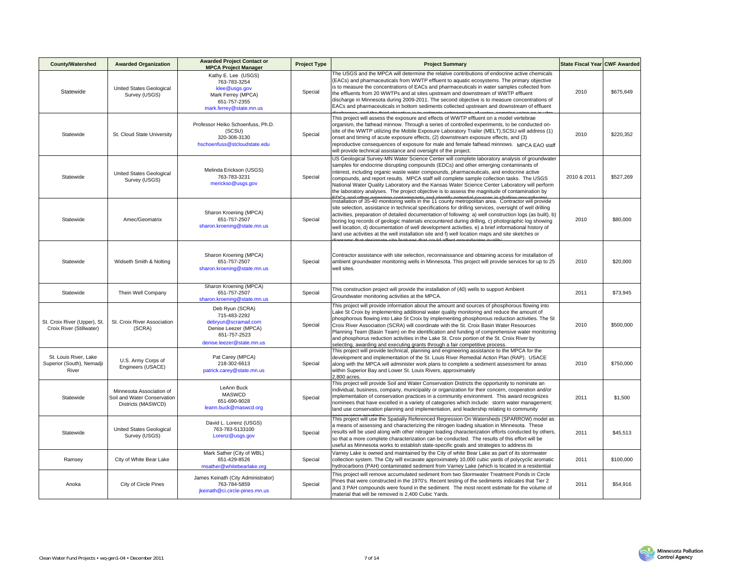| County/Watershed | Awarded Organization | Awarded Project Contact or MPCA Project Manager | Project Type | Project Summary | State Fiscal Year | CWF Awarded |
|---|---|---|---|---|---|---|
| Statewide | United States Geological Survey (USGS) | Kathy E. Lee (USGS) 763-783-3254 klee@usgs.gov Mark Ferrey (MPCA) 651-757-2355 mark.ferrey@state.mn.us | Special | The USGS and the MPCA will determine the relative contributions of endocrine active chemicals (EACs) and pharmaceuticals from WWTP effluent to aquatic ecosystems. The primary objective is to measure the concentrations of EACs and pharmaceuticals in water samples collected from the effluents from 20 WWTPs and at sites upstream and downstream of WWTP effluent discharge in Minnesota during 2009-2011. The second objective is to measure concentrations of EACs and pharmaceuticals in bottom sediments collected upstream and downstream of effluent discharges, and the third objective is to estimate estrogenicity of water samples using an in vitro | 2010 | $675,649 |
| Statewide | St. Cloud State University | Professor Heiko Schoenfuss, Ph.D. (SCSU) 320-308-3130 hschoenfuss@stcloudstate.edu | Special | This project will assess the exposure and effects of WWTP effluent on a model vertebrae organism, the fathead minnow. Through a series of controlled experiments, to be conducted on-site of the WWTP utilizing the Mobile Exposure Laboratory Trailer (MELT),SCSU will address (1) onset and timing of acute exposure effects, (2) downstream exposure effects, and (3) reproductive consequences of exposure for male and female fathead minnows. MPCA EAO staff will provide technical assistance and oversight of the project. | 2010 | $220,352 |
| Statewide | United States Geological Survey (USGS) | Melinda Erickson (USGS) 763-783-3231 merickso@usgs.gov | Special | US Geological Survey-MN Water Science Center will complete laboratory analysis of groundwater samples for endocrine disrupting compounds (EDCs) and other emerging contaminants of interest, including organic waste water compounds, pharmaceuticals, and endocrine active compounds, and report results. MPCA staff will complete sample collection tasks. The USGS National Water Quality Laboratory and the Kansas Water Science Center Laboratory will perform the laboratory analyses. The project objective is to assess the magnitude of contamination by EDCs and other emerging contaminants and identify potential sources in shallow groundwater | 2010 & 2011 | $527,269 |
| Statewide | Amec/Geomatrix | Sharon Kroening (MPCA) 651-757-2507 sharon.kroening@state.mn.us | Special | Installation of 35-40 monitoring wells in the 11 county metropolitan area. Contractor will provide site selection, assistance in technical specifications for drilling services, oversight of well drilling activities, preparation of detailed documentation of following: a) well construction logs (as built), b) boring log records of geologic materials encountered during drilling, c) photographic log showing well location, d) documentation of well development activities, e) a brief informational history of land use activities at the well installation site and f) well location maps and site sketches or diagrams that designate site features that could affect groundwater quality | 2010 | $80,000 |
| Statewide | Widseth Smith & Nolting | Sharon Kroening (MPCA) 651-757-2507 sharon.kroening@state.mn.us | Special | Contractor assistance with site selection, reconnaissance and obtaining access for installation of ambient groundwater monitoring wells in Minnesota. This project will provide services for up to 25 well sites. | 2010 | $20,000 |
| Statewide | Thein Well Company | Sharon Kroening (MPCA) 651-757-2507 sharon.kroening@state.mn.us | Special | This construction project will provide the installation of (40) wells to support Ambient Groundwater monitoring activities at the MPCA. | 2011 | $73,945 |
| St. Croix River (Upper), St. Croix River (Stillwater) | St. Croix River Association (SCRA) | Deb Ryun (SCRA) 715-483-2292 debryun@scramail.com Denise Leezer (MPCA) 651-757-2523 denise.leezer@state.mn.us | Special | This project will provide information about the amount and sources of phosphorous flowing into Lake St Croix by implementing additional water quality monitoring and reduce the amount of phosphorous flowing into Lake St Croix by implementing phosphorous reduction activities. The St Croix River Association (SCRA) will coordinate with the St. Croix Basin Water Resources Planning Team (Basin Team) on the identification and funding of comprehensive water monitoring and phosphorus reduction activities in the Lake St. Croix portion of the St. Croix River by selecting, awarding and executing grants through a fair competitive process. | 2010 | $500,000 |
| St. Louis River, Lake Superior (South), Nemadji River | U.S. Army Corps of Engineers (USACE) | Pat Carey (MPCA) 218-302-6613 patrick.carey@state.mn.us | Special | This project will provide technical, planning and engineering assistance to the MPCA for the development and implementation of the St. Louis River Remedial Action Plan (RAP). USACE along with the MPCA will administer work plans to complete a sediment assessment for areas within Superior Bay and Lower St. Louis Rivers, approximately 2,800 acres. | 2010 | $750,000 |
| Statewide | Minnesota Association of Soil and Water Conservation Districts (MASWCD) | LeAnn Buck MASWCD 651-690-9028 leann.buck@maswcd.org | Special | This project will provide Soil and Water Conservation Districts the opportunity to nominate an individual, business, company, municipality or organization for their concern, cooperation and/or implementation of conservation practices in a community environment. This award recognizes nominees that have excelled in a variety of categories which include: storm water management; land use conservation planning and implementation, and leadership relating to community conservation practices | 2011 | $1,500 |
| Statewide | United States Geological Survey (USGS) | David L. Lorenz (USGS) 763-783-5133100 Lorenz@usgs.gov | Special | This project will use the Spatially Referenced Regression On Watersheds (SPARROW) model as a means of assessing and characterizing the nitrogen loading situation in Minnesota. These results will be used along with other nitrogen loading characterization efforts conducted by others, so that a more complete characterization can be conducted. The results of this effort will be useful as Minnesota works to establish state-specific goals and strategies to address its | 2011 | $45,513 |
| Ramsey | City of White Bear Lake | Mark Sather (City of WBL) 651-429-8526 msather@whitebearlake.org | Special | Varney Lake is owned and maintained by the City of white Bear Lake as part of its stormwater collection system. The City will excavate approximately 10,000 cubic yards of polycyclic aromatic hydrocarbons (PAH) contaminated sediment from Varney Lake (which is located in a residential | 2011 | $100,000 |
| Anoka | City of Circle Pines | James Keinath (City Administrator) 763-784-5859 jkeinath@ci.circle-pines.mn.us | Special | This project will remove accumulated sediment from two Stormwater Treatment Ponds in Circle Pines that were constructed in the 1970's. Recent testing of the sediments indicates that Tier 2 and 3 PAH compounds were found in the sediment. The most recent estimate for the volume of material that will be removed is 2,400 Cubic Yards. | 2011 | $54,916 |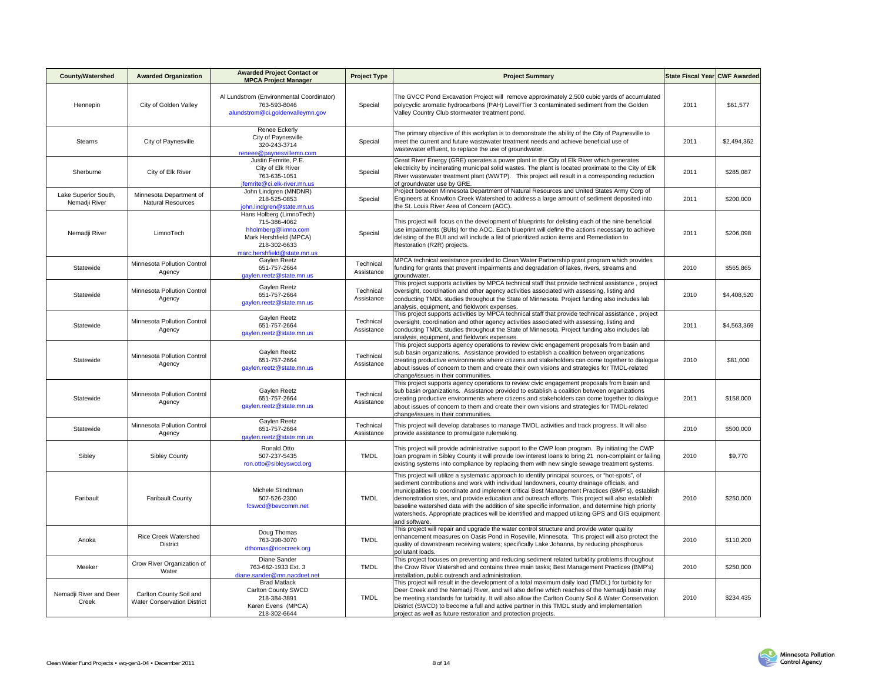| County/Watershed | Awarded Organization | Awarded Project Contact or MPCA Project Manager | Project Type | Project Summary | State Fiscal Year | CWF Awarded |
|---|---|---|---|---|---|---|
| Hennepin | City of Golden Valley | Al Lundstrom (Environmental Coordinator) 763-593-8046 alundstrom@ci.goldenvalleymn.gov | Special | The GVCC Pond Excavation Project will remove approximately 2,500 cubic yards of accumulated polycyclic aromatic hydrocarbons (PAH) Level/Tier 3 contaminated sediment from the Golden Valley Country Club stormwater treatment pond. | 2011 | $61,577 |
| Stearns | City of Paynesville | Renee Eckerly City of Paynesville 320-243-3714 reneee@paynesvillemn.com | Special | The primary objective of this workplan is to demonstrate the ability of the City of Paynesville to meet the current and future wastewater treatment needs and achieve beneficial use of wastewater effluent, to replace the use of groundwater. | 2011 | $2,494,362 |
| Sherburne | City of Elk River | Justin Femrite, P.E. City of Elk River 763-635-1051 jfemrite@ci.elk-river.mn.us | Special | Great River Energy (GRE) operates a power plant in the City of Elk River which generates electricity by incinerating municipal solid wastes. The plant is located proximate to the City of Elk River wastewater treatment plant (WWTP). This project will result in a corresponding reduction of groundwater use by GRE. | 2011 | $285,087 |
| Lake Superior South, Nemadji River | Minnesota Department of Natural Resources | John Lindgren (MNDNR) 218-525-0853 john.lindgren@state.mn.us | Special | Project between Minnesota Department of Natural Resources and United States Army Corp of Engineers at Knowlton Creek Watershed to address a large amount of sediment deposited into the St. Louis River Area of Concern (AOC). | 2011 | $200,000 |
| Nemadji River | LimnoTech | Hans Holberg (LimnoTech) 715-386-4062 hholmberg@limno.com Mark Hershfield (MPCA) 218-302-6633 marc.hershfield@state.mn.us | Special | This project will focus on the development of blueprints for delisting each of the nine beneficial use impairments (BUIs) for the AOC. Each blueprint will define the actions necessary to achieve delisting of the BUI and will include a list of prioritized action items and Remediation to Restoration (R2R) projects. | 2011 | $206,098 |
| Statewide | Minnesota Pollution Control Agency | Gaylen Reetz 651-757-2664 gaylen.reetz@state.mn.us | Technical Assistance | MPCA technical assistance provided to Clean Water Partnership grant program which provides funding for grants that prevent impairments and degradation of lakes, rivers, streams and groundwater. | 2010 | $565,865 |
| Statewide | Minnesota Pollution Control Agency | Gaylen Reetz 651-757-2664 gaylen.reetz@state.mn.us | Technical Assistance | This project supports activities by MPCA technical staff that provide technical assistance , project oversight, coordination and other agency activities associated with assessing, listing and conducting TMDL studies throughout the State of Minnesota. Project funding also includes lab analysis, equipment, and fieldwork expenses. | 2010 | $4,408,520 |
| Statewide | Minnesota Pollution Control Agency | Gaylen Reetz 651-757-2664 gaylen.reetz@state.mn.us | Technical Assistance | This project supports activities by MPCA technical staff that provide technical assistance , project oversight, coordination and other agency activities associated with assessing, listing and conducting TMDL studies throughout the State of Minnesota. Project funding also includes lab analysis, equipment, and fieldwork expenses. | 2011 | $4,563,369 |
| Statewide | Minnesota Pollution Control Agency | Gaylen Reetz 651-757-2664 gaylen.reetz@state.mn.us | Technical Assistance | This project supports agency operations to review civic engagement proposals from basin and sub basin organizations. Assistance provided to establish a coalition between organizations creating productive environments where citizens and stakeholders can come together to dialogue about issues of concern to them and create their own visions and strategies for TMDL-related change/issues in their communities. | 2010 | $81,000 |
| Statewide | Minnesota Pollution Control Agency | Gaylen Reetz 651-757-2664 gaylen.reetz@state.mn.us | Technical Assistance | This project supports agency operations to review civic engagement proposals from basin and sub basin organizations. Assistance provided to establish a coalition between organizations creating productive environments where citizens and stakeholders can come together to dialogue about issues of concern to them and create their own visions and strategies for TMDL-related change/issues in their communities. | 2011 | $158,000 |
| Statewide | Minnesota Pollution Control Agency | Gaylen Reetz 651-757-2664 gaylen.reetz@state.mn.us | Technical Assistance | This project will develop databases to manage TMDL activities and track progress. It will also provide assistance to promulgate rulemaking. | 2010 | $500,000 |
| Sibley | Sibley County | Ronald Otto 507-237-5435 ron.otto@sibleyswcd.org | TMDL | This project will provide administrative support to the CWP loan program. By initiating the CWP loan program in Sibley County it will provide low interest loans to bring 21 non-complaint or failing existing systems into compliance by replacing them with new single sewage treatment systems. | 2010 | $9,770 |
| Faribault | Faribault County | Michele Stindtman 507-526-2300 fcswcd@bevcomm.net | TMDL | This project will utilize a systematic approach to identify principal sources, or "hot-spots", of sediment contributions and work with individual landowners, county drainage officials, and municipalities to coordinate and implement critical Best Management Practices (BMP's), establish demonstration sites, and provide education and outreach efforts. This project will also establish baseline watershed data with the addition of site specific information, and determine high priority watersheds. Appropriate practices will be identified and mapped utilizing GPS and GIS equipment and software. | 2010 | $250,000 |
| Anoka | Rice Creek Watershed District | Doug Thomas 763-398-3070 dthomas@ricecreek.org | TMDL | This project will repair and upgrade the water control structure and provide water quality enhancement measures on Oasis Pond in Roseville, Minnesota. This project will also protect the quality of downstream receiving waters; specifically Lake Johanna, by reducing phosphorus pollutant loads. | 2010 | $110,200 |
| Meeker | Crow River Organization of Water | Diane Sander 763-682-1933 Ext. 3 diane.sander@mn.nacdnet.net | TMDL | This project focuses on preventing and reducing sediment related turbidity problems throughout the Crow River Watershed and contains three main tasks; Best Management Practices (BMP's) installation, public outreach and administration. | 2010 | $250,000 |
| Nemadji River and Deer Creek | Carlton County Soil and Water Conservation District | Brad Matlack Carlton County SWCD 218-384-3891 Karen Evens (MPCA) 218-302-6644 | TMDL | This project will result in the development of a total maximum daily load (TMDL) for turbidity for Deer Creek and the Nemadji River, and will also define which reaches of the Nemadji basin may be meeting standards for turbidity. It will also allow the Carlton County Soil & Water Conservation District (SWCD) to become a full and active partner in this TMDL study and implementation project as well as future restoration and protection projects. | 2010 | $234,435 |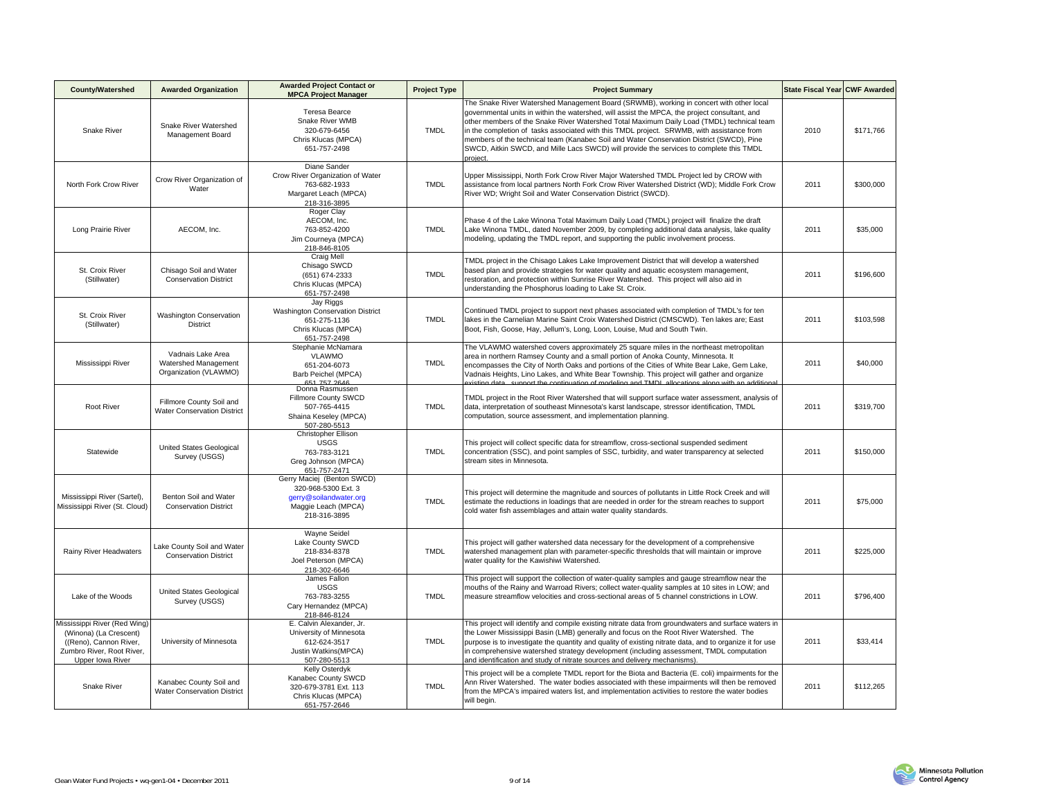| County/Watershed | Awarded Organization | Awarded Project Contact or MPCA Project Manager | Project Type | Project Summary | State Fiscal Year | CWF Awarded |
|---|---|---|---|---|---|---|
| Snake River | Snake River Watershed Management Board | Teresa Bearce<br>Snake River WMB<br>320-679-6456<br>Chris Klucas (MPCA)<br>651-757-2498 | TMDL | The Snake River Watershed Management Board (SRWMB), working in concert with other local governmental units in within the watershed, will assist the MPCA, the project consultant, and other members of the Snake River Watershed Total Maximum Daily Load (TMDL) technical team in the completion of tasks associated with this TMDL project. SRWMB, with assistance from members of the technical team (Kanabec Soil and Water Conservation District (SWCD), Pine SWCD, Aitkin SWCD, and Mille Lacs SWCD) will provide the services to complete this TMDL project. | 2010 | $171,766 |
| North Fork Crow River | Crow River Organization of Water | Diane Sander<br>Crow River Organization of Water<br>763-682-1933<br>Margaret Leach (MPCA)<br>218-316-3895 | TMDL | Upper Mississippi, North Fork Crow River Major Watershed TMDL Project led by CROW with assistance from local partners North Fork Crow River Watershed District (WD); Middle Fork Crow River WD; Wright Soil and Water Conservation District (SWCD). | 2011 | $300,000 |
| Long Prairie River | AECOM, Inc. | Roger Clay<br>AECOM, Inc.<br>763-852-4200<br>Jim Courneya (MPCA)<br>218-846-8105 | TMDL | Phase 4 of the Lake Winona Total Maximum Daily Load (TMDL) project will finalize the draft Lake Winona TMDL, dated November 2009, by completing additional data analysis, lake quality modeling, updating the TMDL report, and supporting the public involvement process. | 2011 | $35,000 |
| St. Croix River (Stillwater) | Chisago Soil and Water Conservation District | Craig Mell<br>Chisago SWCD<br>(651) 674-2333<br>Chris Klucas (MPCA)<br>651-757-2498 | TMDL | TMDL project in the Chisago Lakes Lake Improvement District that will develop a watershed based plan and provide strategies for water quality and aquatic ecosystem management, restoration, and protection within Sunrise River Watershed. This project will also aid in understanding the Phosphorus loading to Lake St. Croix. | 2011 | $196,600 |
| St. Croix River (Stillwater) | Washington Conservation District | Jay Riggs<br>Washington Conservation District<br>651-275-1136<br>Chris Klucas (MPCA)<br>651-757-2498 | TMDL | Continued TMDL project to support next phases associated with completion of TMDL's for ten lakes in the Carnelian Marine Saint Croix Watershed District (CMSCWD). Ten lakes are; East Boot, Fish, Goose, Hay, Jellum's, Long, Loon, Louise, Mud and South Twin. | 2011 | $103,598 |
| Mississippi River | Vadnais Lake Area Watershed Management Organization (VLAWMO) | Stephanie McNamara<br>VLAWMO<br>651-204-6073<br>Barb Peichel (MPCA)<br>651-757-2646 | TMDL | The VLAWMO watershed covers approximately 25 square miles in the northeast metropolitan area in northern Ramsey County and a small portion of Anoka County, Minnesota. It encompasses the City of North Oaks and portions of the Cities of White Bear Lake, Gem Lake, Vadnais Heights, Lino Lakes, and White Bear Township. This project will gather and organize existing data, support the continuation of modeling and TMDL allocations along with an additional | 2011 | $40,000 |
| Root River | Fillmore County Soil and Water Conservation District | Donna Rasmussen<br>Fillmore County SWCD<br>507-765-4415<br>Shaina Keseley (MPCA)<br>507-280-5513 | TMDL | TMDL project in the Root River Watershed that will support surface water assessment, analysis of data, interpretation of southeast Minnesota's karst landscape, stressor identification, TMDL computation, source assessment, and implementation planning. | 2011 | $319,700 |
| Statewide | United States Geological Survey (USGS) | Christopher Ellison<br>USGS<br>763-783-3121<br>Greg Johnson (MPCA)<br>651-757-2471 | TMDL | This project will collect specific data for streamflow, cross-sectional suspended sediment concentration (SSC), and point samples of SSC, turbidity, and water transparency at selected stream sites in Minnesota. | 2011 | $150,000 |
| Mississippi River (Sartel), Mississippi River (St. Cloud) | Benton Soil and Water Conservation District | Gerry Maciej (Benton SWCD)<br>320-968-5300 Ext. 3<br>gerry@soilandwater.org<br>Maggie Leach (MPCA)<br>218-316-3895 | TMDL | This project will determine the magnitude and sources of pollutants in Little Rock Creek and will estimate the reductions in loadings that are needed in order for the stream reaches to support cold water fish assemblages and attain water quality standards. | 2011 | $75,000 |
| Rainy River Headwaters | Lake County Soil and Water Conservation District | Wayne Seidel<br>Lake County SWCD<br>218-834-8378<br>Joel Peterson (MPCA)<br>218-302-6646 | TMDL | This project will gather watershed data necessary for the development of a comprehensive watershed management plan with parameter-specific thresholds that will maintain or improve water quality for the Kawishiwi Watershed. | 2011 | $225,000 |
| Lake of the Woods | United States Geological Survey (USGS) | James Fallon<br>USGS<br>763-783-3255<br>Cary Hernandez (MPCA)<br>218-846-8124 | TMDL | This project will support the collection of water-quality samples and gauge streamflow near the mouths of the Rainy and Warroad Rivers; collect water-quality samples at 10 sites in LOW; and measure streamflow velocities and cross-sectional areas of 5 channel constrictions in LOW. | 2011 | $796,400 |
| Mississippi River (Red Wing) (Winona) (La Crescent) ((Reno), Cannon River, Zumbro River, Root River, Upper Iowa River | University of Minnesota | E. Calvin Alexander, Jr.<br>University of Minnesota<br>612-624-3517<br>Justin Watkins(MPCA)<br>507-280-5513 | TMDL | This project will identify and compile existing nitrate data from groundwaters and surface waters in the Lower Mississippi Basin (LMB) generally and focus on the Root River Watershed. The purpose is to investigate the quantity and quality of existing nitrate data, and to organize it for use in comprehensive watershed strategy development (including assessment, TMDL computation and identification and study of nitrate sources and delivery mechanisms). | 2011 | $33,414 |
| Snake River | Kanabec County Soil and Water Conservation District | Kelly Osterdyk<br>Kanabec County SWCD<br>320-679-3781 Ext. 113<br>Chris Klucas (MPCA)<br>651-757-2646 | TMDL | This project will be a complete TMDL report for the Biota and Bacteria (E. coli) impairments for the Ann River Watershed. The water bodies associated with these impairments will then be removed from the MPCA's impaired waters list, and implementation activities to restore the water bodies will begin. | 2011 | $112,265 |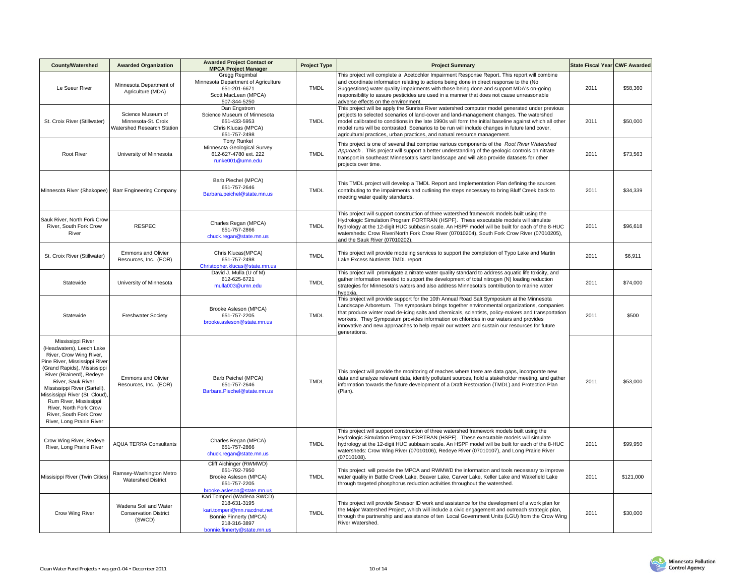| County/Watershed | Awarded Organization | Awarded Project Contact or MPCA Project Manager | Project Type | Project Summary | State Fiscal Year | CWF Awarded |
|---|---|---|---|---|---|---|
| Le Sueur River | Minnesota Department of Agriculture (MDA) | Gregg Regimbal<br>Minnesota Department of Agriculture<br>651-201-6671<br>Scott MacLean (MPCA)<br>507-344-5250 | TMDL | This project will complete a Acetochlor Impairment Response Report. This report will combine and coordinate information relating to actions being done in direct response to the (No Suggestions) water quality impairments with those being done and support MDA's on-going responsibility to assure pesticides are used in a manner that does not cause unreasonable adverse effects on the environment. | 2011 | $58,360 |
| St. Croix River (Stillwater) | Science Museum of Minnesota-St. Croix Watershed Research Station | Dan Engstrom<br>Science Museum of Minnesota<br>651-433-5953<br>Chris Klucas (MPCA)<br>651-757-2498 | TMDL | This project will be apply the Sunrise River watershed computer model generated under previous projects to selected scenarios of land-cover and land-management changes. The watershed model calibrated to conditions in the late 1990s will form the initial baseline against which all other model runs will be contrasted. Scenarios to be run will include changes in future land cover, agricultural practices, urban practices, and natural resource management. | 2011 | $50,000 |
| Root River | University of Minnesota | Tony Runkel<br>Minnesota Geological Survey<br>612-627-4780 ext. 222<br>runke001@umn.edu | TMDL | This project is one of several that comprise various components of the *Root River Watershed Approach*. This project will support a better understanding of the geologic controls on nitrate transport in southeast Minnesota's karst landscape and will also provide datasets for other projects over time. | 2011 | $73,563 |
| Minnesota River (Shakopee) | Barr Engineering Company | Barb Piechel (MPCA)<br>651-757-2646<br>Barbara.peichel@state.mn.us | TMDL | This TMDL project will develop a TMDL Report and Implementation Plan defining the sources contributing to the impairments and outlining the steps necessary to bring Bluff Creek back to meeting water quality standards. | 2011 | $34,339 |
| Sauk River, North Fork Crow River, South Fork Crow River | RESPEC | Charles Regan (MPCA)<br>651-757-2866<br>chuck.regan@state.mn.us | TMDL | This project will support construction of three watershed framework models built using the Hydrologic Simulation Program FORTRAN (HSPF). These executable models will simulate hydrology at the 12-digit HUC subbasin scale. An HSPF model will be built for each of the 8-HUC watersheds: Crow River/North Fork Crow River (07010204), South Fork Crow River (07010205), and the Sauk River (07010202). | 2011 | $96,618 |
| St. Croix River (Stillwater) | Emmons and Olivier Resources, Inc. (EOR) | Chris Klucas(MPCA)<br>651-757-2498<br>Christopher.klucas@state.mn.us | TMDL | This project will provide modeling services to support the completion of Typo Lake and Martin Lake Excess Nutrients TMDL report. | 2011 | $6,911 |
| Statewide | University of Minnesota | David J. Mulla (U of M)<br>612-625-6721<br>mulla003@umn.edu | TMDL | This project will promulgate a nitrate water quality standard to address aquatic life toxicity, and gather information needed to support the development of total nitrogen (N) loading reduction strategies for Minnesota's waters and also address Minnesota's contribution to marine water hypoxia. | 2011 | $74,000 |
| Statewide | Freshwater Society | Brooke Asleson (MPCA)<br>651-757-2205<br>brooke.asleson@state.mn.us | TMDL | This project will provide support for the 10th Annual Road Salt Symposium at the Minnesota Landscape Arboretum. The symposium brings together environmental organizations, companies that produce winter road de-icing salts and chemicals, scientists, policy-makers and transportation workers. They Symposium provides information on chlorides in our waters and provides innovative and new approaches to help repair our waters and sustain our resources for future generations. | 2011 | $500 |
| Mississippi River (Headwaters), Leech Lake River, Crow Wing River, Pine River, Mississippi River (Grand Rapids), Mississippi River (Brainerd), Redeye River, Sauk River, Mississippi River (Sartell), Mississippi River (St. Cloud), Rum River, Mississippi River, North Fork Crow River, South Fork Crow River, Long Prairie River | Emmons and Olivier Resources, Inc. (EOR) | Barb Peichel (MPCA)<br>651-757-2646<br>Barbara.Piechel@state.mn.us | TMDL | This project will provide the monitoring of reaches where there are data gaps, incorporate new data and analyze relevant data, identify pollutant sources, hold a stakeholder meeting, and gather information towards the future development of a Draft Restoration (TMDL) and Protection Plan (Plan). | 2011 | $53,000 |
| Crow Wing River, Redeye River, Long Prairie River | AQUA TERRA Consultants | Charles Regan (MPCA)<br>651-757-2866<br>chuck.regan@state.mn.us | TMDL | This project will support construction of three watershed framework models built using the Hydrologic Simulation Program FORTRAN (HSPF). These executable models will simulate hydrology at the 12-digit HUC subbasin scale. An HSPF model will be built for each of the 8-HUC watersheds: Crow Wing River (07010106), Redeye River (07010107), and Long Prairie River (07010108). | 2011 | $99,950 |
| Missisippi River (Twin Cities) | Ramsey-Washington Metro Watershed District | Cliff Aichinger (RWMWD)<br>651-792-7950<br>Brooke Asleson (MPCA)<br>651-757-2205<br>brooke.asleson@state.mn.us | TMDL | This project will provide the MPCA and RWMWD the information and tools necessary to improve water quality in Battle Creek Lake, Beaver Lake, Carver Lake, Keller Lake and Wakefield Lake through targeted phosphorus reduction activities throughout the watershed. | 2011 | $121,000 |
| Crow Wing River | Wadena Soil and Water Conservation District (SWCD) | Kari Tomperi (Wadena SWCD)<br>218-631-3195<br>kari.tomperi@mn.nacdnet.net<br>Bonnie Finnerty (MPCA)<br>218-316-3897<br>bonnie.finnerty@state.mn.us | TMDL | This project will provide Stressor ID work and assistance for the development of a work plan for the Major Watershed Project, which will include a civic engagement and outreach strategic plan, through the partnership and assistance of ten Local Government Units (LGU) from the Crow Wing River Watershed. | 2011 | $30,000 |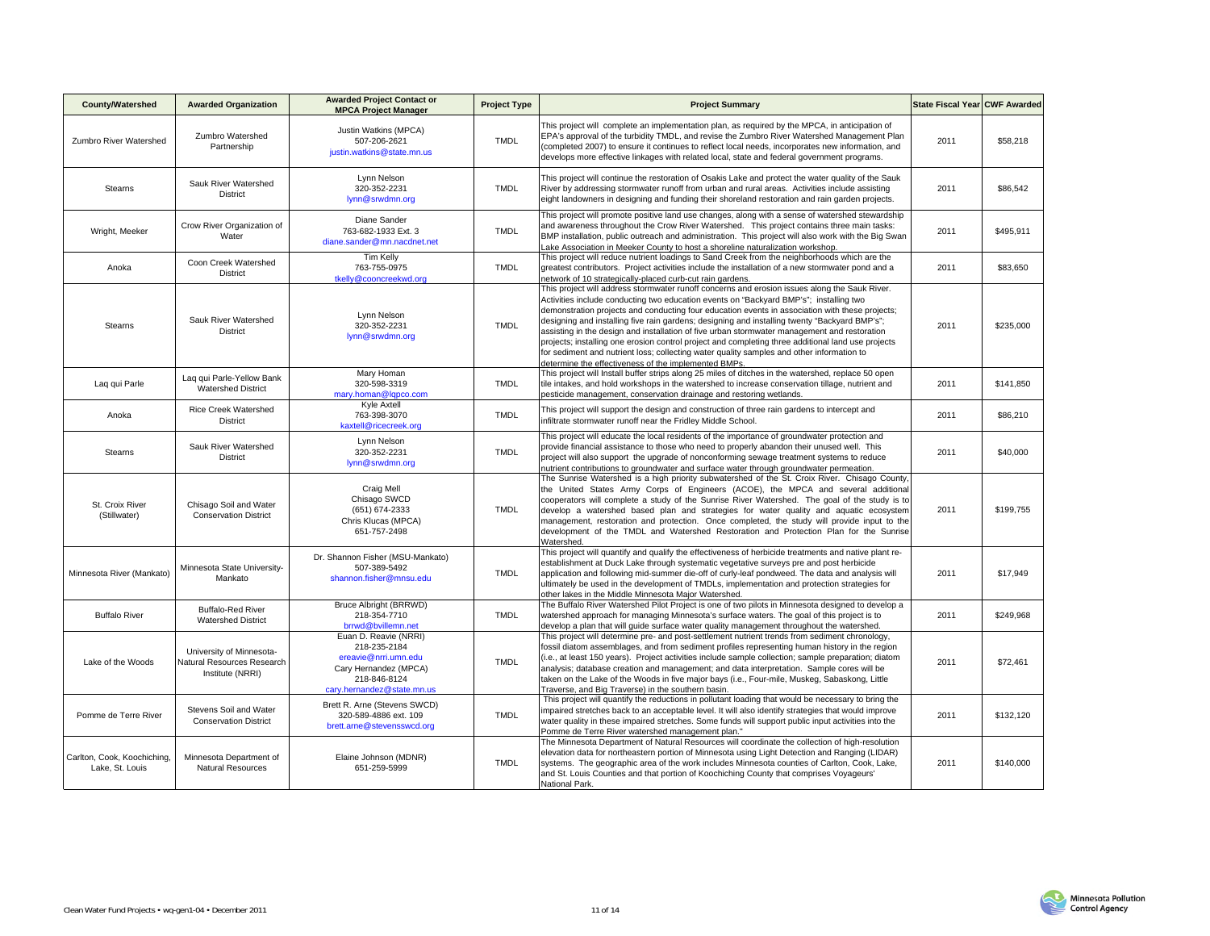| County/Watershed | Awarded Organization | Awarded Project Contact or MPCA Project Manager | Project Type | Project Summary | State Fiscal Year | CWF Awarded |
|---|---|---|---|---|---|---|
| Zumbro River Watershed | Zumbro Watershed Partnership | Justin Watkins (MPCA) 507-206-2621 justin.watkins@state.mn.us | TMDL | This project will complete an implementation plan, as required by the MPCA, in anticipation of EPA's approval of the turbidity TMDL, and revise the Zumbro River Watershed Management Plan (completed 2007) to ensure it continues to reflect local needs, incorporates new information, and develops more effective linkages with related local, state and federal government programs. | 2011 | $58,218 |
| Stearns | Sauk River Watershed District | Lynn Nelson 320-352-2231 lynn@srwdmn.org | TMDL | This project will continue the restoration of Osakis Lake and protect the water quality of the Sauk River by addressing stormwater runoff from urban and rural areas. Activities include assisting eight landowners in designing and funding their shoreland restoration and rain garden projects. | 2011 | $86,542 |
| Wright, Meeker | Crow River Organization of Water | Diane Sander 763-682-1933 Ext. 3 diane.sander@mn.nacdnet.net | TMDL | This project will promote positive land use changes, along with a sense of watershed stewardship and awareness throughout the Crow River Watershed. This project contains three main tasks: BMP installation, public outreach and administration. This project will also work with the Big Swan Lake Association in Meeker County to host a shoreline naturalization workshop. | 2011 | $495,911 |
| Anoka | Coon Creek Watershed District | Tim Kelly 763-755-0975 tkelly@cooncreekwd.org | TMDL | This project will reduce nutrient loadings to Sand Creek from the neighborhoods which are the greatest contributors. Project activities include the installation of a new stormwater pond and a network of 10 strategically-placed curb-cut rain gardens. | 2011 | $83,650 |
| Stearns | Sauk River Watershed District | Lynn Nelson 320-352-2231 lynn@srwdmn.org | TMDL | This project will address stormwater runoff concerns and erosion issues along the Sauk River. Activities include conducting two education events on "Backyard BMP's"; installing two demonstration projects and conducting four education events in association with these projects; designing and installing five rain gardens; designing and installing twenty "Backyard BMP's"; assisting in the design and installation of five urban stormwater management and restoration projects; installing one erosion control project and completing three additional land use projects for sediment and nutrient loss; collecting water quality samples and other information to determine the effectiveness of the implemented BMPs. | 2011 | $235,000 |
| Laq qui Parle | Laq qui Parle-Yellow Bank Watershed District | Mary Homan 320-598-3319 mary.homan@lqpco.com | TMDL | This project will Install buffer strips along 25 miles of ditches in the watershed, replace 50 open tile intakes, and hold workshops in the watershed to increase conservation tillage, nutrient and pesticide management, conservation drainage and restoring wetlands. | 2011 | $141,850 |
| Anoka | Rice Creek Watershed District | Kyle Axtell 763-398-3070 kaxtell@ricecreek.org | TMDL | This project will support the design and construction of three rain gardens to intercept and infiltrate stormwater runoff near the Fridley Middle School. | 2011 | $86,210 |
| Stearns | Sauk River Watershed District | Lynn Nelson 320-352-2231 lynn@srwdmn.org | TMDL | This project will educate the local residents of the importance of groundwater protection and provide financial assistance to those who need to properly abandon their unused well. This project will also support the upgrade of nonconforming sewage treatment systems to reduce nutrient contributions to groundwater and surface water through groundwater permeation. | 2011 | $40,000 |
| St. Croix River (Stillwater) | Chisago Soil and Water Conservation District | Craig Mell Chisago SWCD (651) 674-2333 Chris Klucas (MPCA) 651-757-2498 | TMDL | The Sunrise Watershed is a high priority subwatershed of the St. Croix River. Chisago County, the United States Army Corps of Engineers (ACOE), the MPCA and several additional cooperators will complete a study of the Sunrise River Watershed. The goal of the study is to develop a watershed based plan and strategies for water quality and aquatic ecosystem management, restoration and protection. Once completed, the study will provide input to the development of the TMDL and Watershed Restoration and Protection Plan for the Sunrise Watershed. | 2011 | $199,755 |
| Minnesota River (Mankato) | Minnesota State University-Mankato | Dr. Shannon Fisher (MSU-Mankato) 507-389-5492 shannon.fisher@mnsu.edu | TMDL | This project will quantify and qualify the effectiveness of herbicide treatments and native plant re-establishment at Duck Lake through systematic vegetative surveys pre and post herbicide application and following mid-summer die-off of curly-leaf pondweed. The data and analysis will ultimately be used in the development of TMDLs, implementation and protection strategies for other lakes in the Middle Minnesota Major Watershed. | 2011 | $17,949 |
| Buffalo River | Buffalo-Red River Watershed District | Bruce Albright (BRRWD) 218-354-7710 brrwd@bvillemn.net | TMDL | The Buffalo River Watershed Pilot Project is one of two pilots in Minnesota designed to develop a watershed approach for managing Minnesota's surface waters. The goal of this project is to develop a plan that will guide surface water quality management throughout the watershed. | 2011 | $249,968 |
| Lake of the Woods | University of Minnesota-Natural Resources Research Institute (NRRI) | Euan D. Reavie (NRRI) 218-235-2184 ereavie@nrri.umn.edu Cary Hernandez (MPCA) 218-846-8124 cary.hernandez@state.mn.us | TMDL | This project will determine pre- and post-settlement nutrient trends from sediment chronology, fossil diatom assemblages, and from sediment profiles representing human history in the region (i.e., at least 150 years). Project activities include sample collection; sample preparation; diatom analysis; database creation and management; and data interpretation. Sample cores will be taken on the Lake of the Woods in five major bays (i.e., Four-mile, Muskeg, Sabaskong, Little Traverse, and Big Traverse) in the southern basin. | 2011 | $72,461 |
| Pomme de Terre River | Stevens Soil and Water Conservation District | Brett R. Arne (Stevens SWCD) 320-589-4886 ext. 109 brett.arne@stevensswcd.org | TMDL | This project will quantify the reductions in pollutant loading that would be necessary to bring the impaired stretches back to an acceptable level. It will also identify strategies that would improve water quality in these impaired stretches. Some funds will support public input activities into the Pomme de Terre River watershed management plan." | 2011 | $132,120 |
| Carlton, Cook, Koochiching, Lake, St. Louis | Minnesota Department of Natural Resources | Elaine Johnson (MDNR) 651-259-5999 | TMDL | The Minnesota Department of Natural Resources will coordinate the collection of high-resolution elevation data for northeastern portion of Minnesota using Light Detection and Ranging (LIDAR) systems. The geographic area of the work includes Minnesota counties of Carlton, Cook, Lake, and St. Louis Counties and that portion of Koochiching County that comprises Voyageurs' National Park. | 2011 | $140,000 |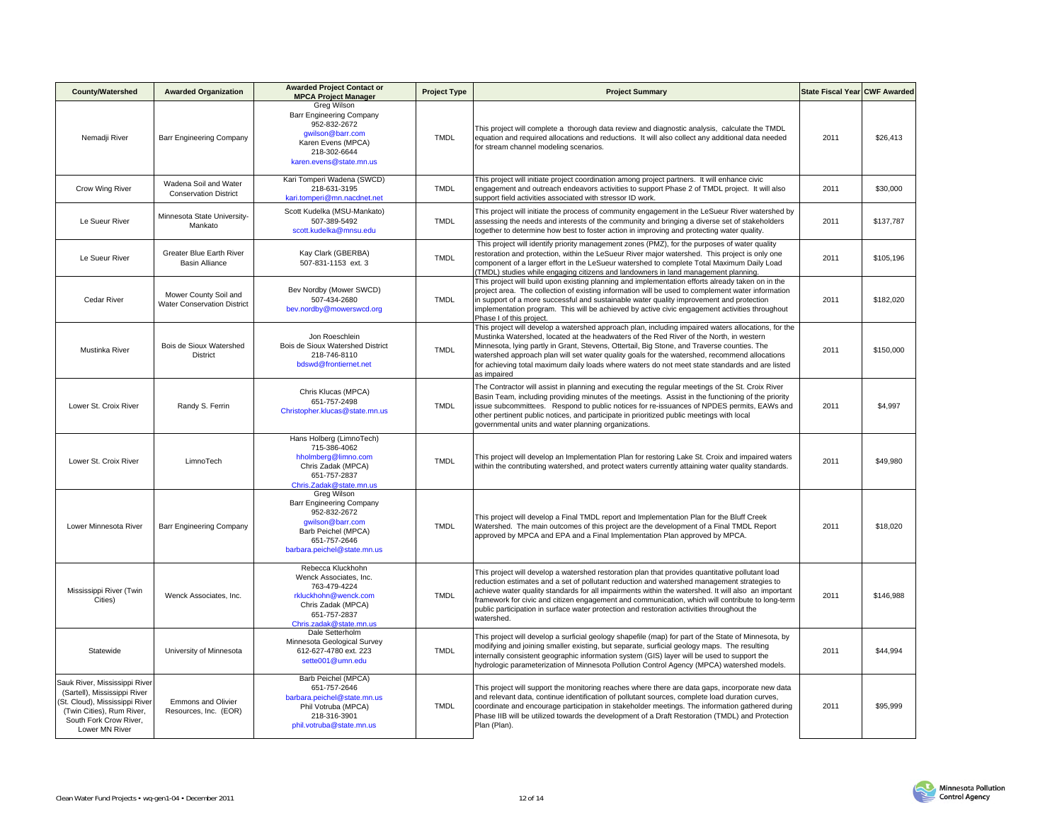| County/Watershed | Awarded Organization | Awarded Project Contact or MPCA Project Manager | Project Type | Project Summary | State Fiscal Year | CWF Awarded |
|---|---|---|---|---|---|---|
| Nemadji River | Barr Engineering Company | Greg Wilson<br>Barr Engineering Company<br>952-832-2672<br>gwilson@barr.com<br>Karen Evens (MPCA)<br>218-302-6644<br>karen.evens@state.mn.us | TMDL | This project will complete a thorough data review and diagnostic analysis, calculate the TMDL equation and required allocations and reductions. It will also collect any additional data needed for stream channel modeling scenarios. | 2011 | $26,413 |
| Crow Wing River | Wadena Soil and Water Conservation District | Kari Tomperi Wadena (SWCD)<br>218-631-3195<br>kari.tomperi@mn.nacdnet.net | TMDL | This project will initiate project coordination among project partners. It will enhance civic engagement and outreach endeavors activities to support Phase 2 of TMDL project. It will also support field activities associated with stressor ID work. | 2011 | $30,000 |
| Le Sueur River | Minnesota State University-Mankato | Scott Kudelka (MSU-Mankato)<br>507-389-5492<br>scott.kudelka@mnsu.edu | TMDL | This project will initiate the process of community engagement in the LeSueur River watershed by assessing the needs and interests of the community and bringing a diverse set of stakeholders together to determine how best to foster action in improving and protecting water quality. | 2011 | $137,787 |
| Le Sueur River | Greater Blue Earth River Basin Alliance | Kay Clark (GBERBA)<br>507-831-1153 ext. 3 | TMDL | This project will identify priority management zones (PMZ), for the purposes of water quality restoration and protection, within the LeSueur River major watershed. This project is only one component of a larger effort in the LeSueur watershed to complete Total Maximum Daily Load (TMDL) studies while engaging citizens and landowners in land management planning. | 2011 | $105,196 |
| Cedar River | Mower County Soil and Water Conservation District | Bev Nordby (Mower SWCD)<br>507-434-2680<br>bev.nordby@mowerswcd.org | TMDL | This project will build upon existing planning and implementation efforts already taken on in the project area. The collection of existing information will be used to complement water information in support of a more successful and sustainable water quality improvement and protection implementation program. This will be achieved by active civic engagement activities throughout Phase I of this project. | 2011 | $182,020 |
| Mustinka River | Bois de Sioux Watershed District | Jon Roeschlein<br>Bois de Sioux Watershed District<br>218-746-8110<br>bdswd@frontiernet.net | TMDL | This project will develop a watershed approach plan, including impaired waters allocations, for the Mustinka Watershed, located at the headwaters of the Red River of the North, in western Minnesota, lying partly in Grant, Stevens, Ottertail, Big Stone, and Traverse counties. The watershed approach plan will set water quality goals for the watershed, recommend allocations for achieving total maximum daily loads where waters do not meet state standards and are listed as impaired | 2011 | $150,000 |
| Lower St. Croix River | Randy S. Ferrin | Chris Klucas (MPCA)<br>651-757-2498<br>Christopher.klucas@state.mn.us | TMDL | The Contractor will assist in planning and executing the regular meetings of the St. Croix River Basin Team, including providing minutes of the meetings. Assist in the functioning of the priority issue subcommittees. Respond to public notices for re-issuances of NPDES permits, EAWs and other pertinent public notices, and participate in prioritized public meetings with local governmental units and water planning organizations. | 2011 | $4,997 |
| Lower St. Croix River | LimnoTech | Hans Holberg (LimnoTech)<br>715-386-4062<br>hholmberg@limno.com<br>Chris Zadak (MPCA)<br>651-757-2837<br>Chris.Zadak@state.mn.us | TMDL | This project will develop an Implementation Plan for restoring Lake St. Croix and impaired waters within the contributing watershed, and protect waters currently attaining water quality standards. | 2011 | $49,980 |
| Lower Minnesota River | Barr Engineering Company | Greg Wilson<br>Barr Engineering Company<br>952-832-2672<br>gwilson@barr.com<br>Barb Peichel (MPCA)<br>651-757-2646<br>barbara.peichel@state.mn.us | TMDL | This project will develop a Final TMDL report and Implementation Plan for the Bluff Creek Watershed. The main outcomes of this project are the development of a Final TMDL Report approved by MPCA and EPA and a Final Implementation Plan approved by MPCA. | 2011 | $18,020 |
| Mississippi River (Twin Cities) | Wenck Associates, Inc. | Rebecca Kluckhohn<br>Wenck Associates, Inc.<br>763-479-4224<br>rkluckhohn@wenck.com<br>Chris Zadak (MPCA)<br>651-757-2837<br>Chris.zadak@state.mn.us | TMDL | This project will develop a watershed restoration plan that provides quantitative pollutant load reduction estimates and a set of pollutant reduction and watershed management strategies to achieve water quality standards for all impairments within the watershed. It will also an important framework for civic and citizen engagement and communication, which will contribute to long-term public participation in surface water protection and restoration activities throughout the watershed. | 2011 | $146,988 |
| Statewide | University of Minnesota | Dale Setterholm<br>Minnesota Geological Survey<br>612-627-4780 ext. 223<br>sette001@umn.edu | TMDL | This project will develop a surficial geology shapefile (map) for part of the State of Minnesota, by modifying and joining smaller existing, but separate, surficial geology maps. The resulting internally consistent geographic information system (GIS) layer will be used to support the hydrologic parameterization of Minnesota Pollution Control Agency (MPCA) watershed models. | 2011 | $44,994 |
| Sauk River, Mississippi River (Sartell), Mississippi River (St. Cloud), Mississippi River (Twin Cities), Rum River, South Fork Crow River, Lower MN River | Emmons and Olivier Resources, Inc. (EOR) | Barb Peichel (MPCA)<br>651-757-2646<br>barbara.peichel@state.mn.us<br>Phil Votruba (MPCA)<br>218-316-3901<br>phil.votruba@state.mn.us | TMDL | This project will support the monitoring reaches where there are data gaps, incorporate new data and relevant data, continue identification of pollutant sources, complete load duration curves, coordinate and encourage participation in stakeholder meetings. The information gathered during Phase IIB will be utilized towards the development of a Draft Restoration (TMDL) and Protection Plan (Plan). | 2011 | $95,999 |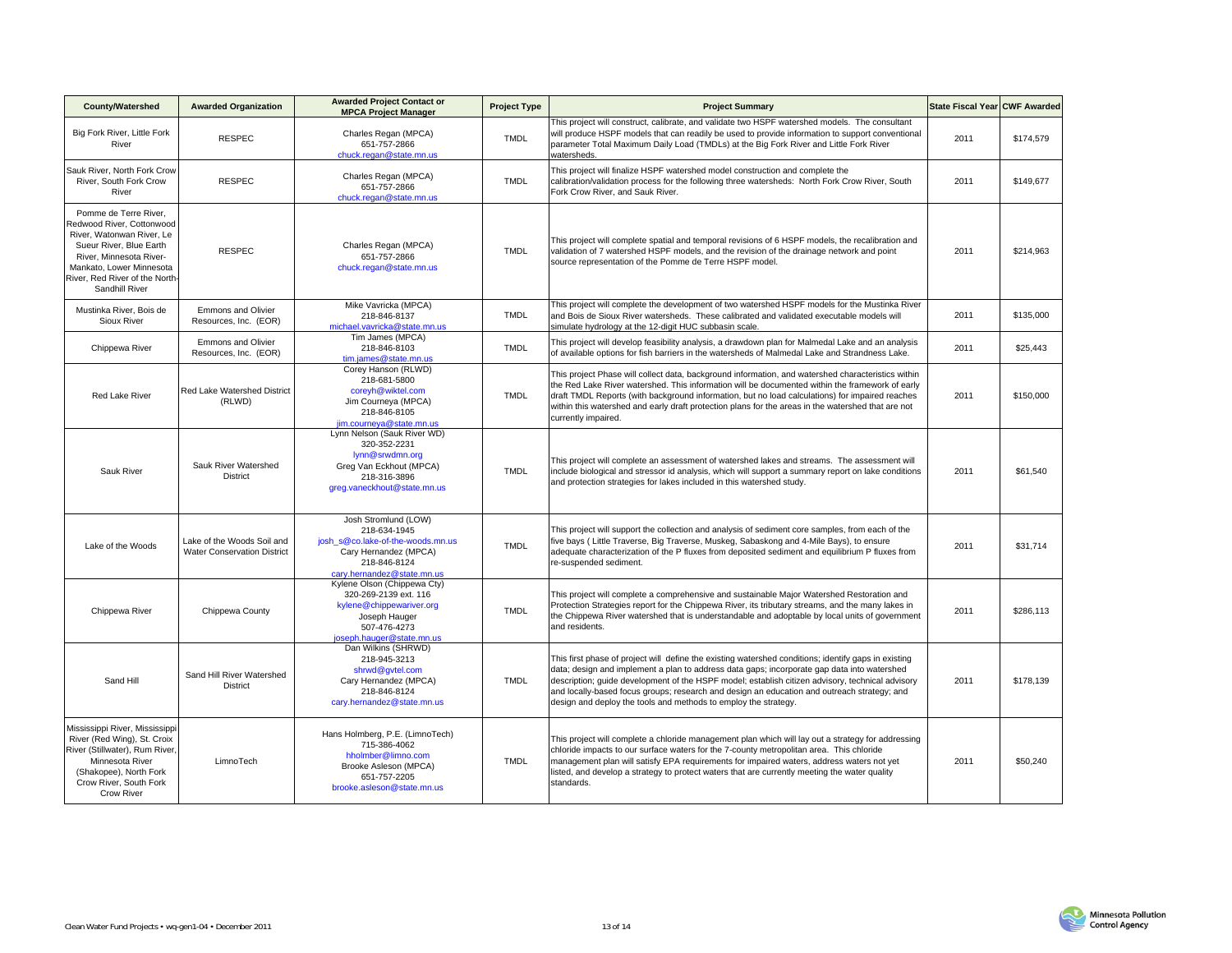| County/Watershed | Awarded Organization | Awarded Project Contact or MPCA Project Manager | Project Type | Project Summary | State Fiscal Year | CWF Awarded |
|---|---|---|---|---|---|---|
| Big Fork River, Little Fork River | RESPEC | Charles Regan (MPCA) 651-757-2866 chuck.regan@state.mn.us | TMDL | This project will construct, calibrate, and validate two HSPF watershed models. The consultant will produce HSPF models that can readily be used to provide information to support conventional parameter Total Maximum Daily Load (TMDLs) at the Big Fork River and Little Fork River watersheds. | 2011 | $174,579 |
| Sauk River, North Fork Crow River, South Fork Crow River | RESPEC | Charles Regan (MPCA) 651-757-2866 chuck.regan@state.mn.us | TMDL | This project will finalize HSPF watershed model construction and complete the calibration/validation process for the following three watersheds: North Fork Crow River, South Fork Crow River, and Sauk River. | 2011 | $149,677 |
| Pomme de Terre River, Redwood River, Cottonwood River, Watonwan River, Le Sueur River, Blue Earth River, Minnesota River-Mankato, Lower Minnesota River, Red River of the North-Sandhill River | RESPEC | Charles Regan (MPCA) 651-757-2866 chuck.regan@state.mn.us | TMDL | This project will complete spatial and temporal revisions of 6 HSPF models, the recalibration and validation of 7 watershed HSPF models, and the revision of the drainage network and point source representation of the Pomme de Terre HSPF model. | 2011 | $214,963 |
| Mustinka River, Bois de Sioux River | Emmons and Olivier Resources, Inc. (EOR) | Mike Vavricka (MPCA) 218-846-8137 michael.vavricka@state.mn.us | TMDL | This project will complete the development of two watershed HSPF models for the Mustinka River and Bois de Sioux River watersheds. These calibrated and validated executable models will simulate hydrology at the 12-digit HUC subbasin scale. | 2011 | $135,000 |
| Chippewa River | Emmons and Olivier Resources, Inc. (EOR) | Tim James (MPCA) 218-846-8103 tim.james@state.mn.us | TMDL | This project will develop feasibility analysis, a drawdown plan for Malmedal Lake and an analysis of available options for fish barriers in the watersheds of Malmedal Lake and Strandness Lake. | 2011 | $25,443 |
| Red Lake River | Red Lake Watershed District (RLWD) | Corey Hanson (RLWD) 218-681-5800 coreyh@wiktel.com Jim Courneya (MPCA) 218-846-8105 jim.courneya@state.mn.us | TMDL | This project Phase will collect data, background information, and watershed characteristics within the Red Lake River watershed. This information will be documented within the framework of early draft TMDL Reports (with background information, but no load calculations) for impaired reaches within this watershed and early draft protection plans for the areas in the watershed that are not currently impaired. | 2011 | $150,000 |
| Sauk River | Sauk River Watershed District | Lynn Nelson (Sauk River WD) 320-352-2231 lynn@srwdmn.org Greg Van Eckhout (MPCA) 218-316-3896 greg.vaneckhout@state.mn.us | TMDL | This project will complete an assessment of watershed lakes and streams. The assessment will include biological and stressor id analysis, which will support a summary report on lake conditions and protection strategies for lakes included in this watershed study. | 2011 | $61,540 |
| Lake of the Woods | Lake of the Woods Soil and Water Conservation District | Josh Stromlund (LOW) 218-634-1945 josh_s@co.lake-of-the-woods.mn.us Cary Hernandez (MPCA) 218-846-8124 cary.hernandez@state.mn.us | TMDL | This project will support the collection and analysis of sediment core samples, from each of the five bays ( Little Traverse, Big Traverse, Muskeg, Sabaskong and 4-Mile Bays), to ensure adequate characterization of the P fluxes from deposited sediment and equilibrium P fluxes from re-suspended sediment. | 2011 | $31,714 |
| Chippewa River | Chippewa County | Kylene Olson (Chippewa Cty) 320-269-2139 ext. 116 kylene@chippewariver.org Joseph Hauger 507-476-4273 joseph.hauger@state.mn.us | TMDL | This project will complete a comprehensive and sustainable Major Watershed Restoration and Protection Strategies report for the Chippewa River, its tributary streams, and the many lakes in the Chippewa River watershed that is understandable and adoptable by local units of government and residents. | 2011 | $286,113 |
| Sand Hill | Sand Hill River Watershed District | Dan Wilkins (SHRWD) 218-945-3213 shrwd@gvtel.com Cary Hernandez (MPCA) 218-846-8124 cary.hernandez@state.mn.us | TMDL | This first phase of project will define the existing watershed conditions; identify gaps in existing data; design and implement a plan to address data gaps; incorporate gap data into watershed description; guide development of the HSPF model; establish citizen advisory, technical advisory and locally-based focus groups; research and design an education and outreach strategy; and design and deploy the tools and methods to employ the strategy. | 2011 | $178,139 |
| Mississippi River, Mississippi River (Red Wing), St. Croix River (Stillwater), Rum River, Minnesota River (Shakopee), North Fork Crow River, South Fork Crow River | LimnoTech | Hans Holmberg, P.E. (LimnoTech) 715-386-4062 hholmber@limno.com Brooke Asleson (MPCA) 651-757-2205 brooke.asleson@state.mn.us | TMDL | This project will complete a chloride management plan which will lay out a strategy for addressing chloride impacts to our surface waters for the 7-county metropolitan area. This chloride management plan will satisfy EPA requirements for impaired waters, address waters not yet listed, and develop a strategy to protect waters that are currently meeting the water quality standards. | 2011 | $50,240 |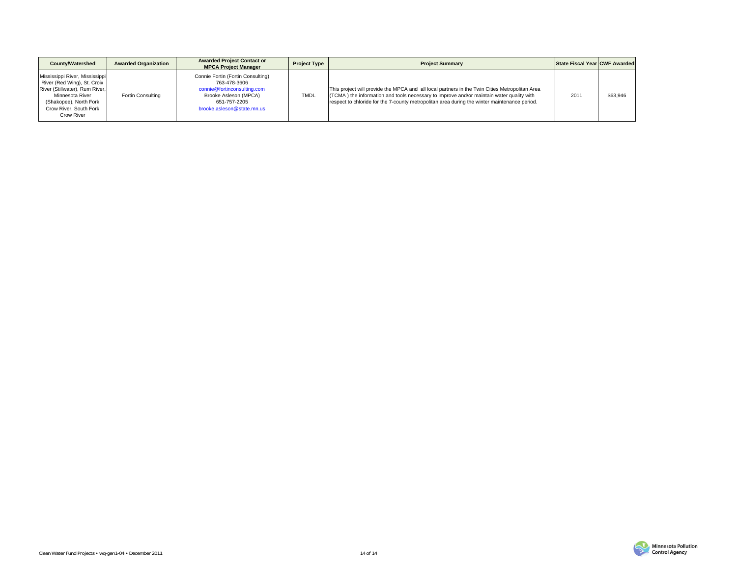| County/Watershed | Awarded Organization | Awarded Project Contact or MPCA Project Manager | Project Type | Project Summary | State Fiscal Year | CWF Awarded |
|---|---|---|---|---|---|---|
| Mississippi River, Mississippi River (Red Wing), St. Croix River (Stillwater), Rum River, Minnesota River (Shakopee), North Fork Crow River, South Fork Crow River | Fortin Consulting | Connie Fortin (Fortin Consulting) 763-478-3606 connie@fortinconsulting.com Brooke Asleson (MPCA) 651-757-2205 brooke.asleson@state.mn.us | TMDL | This project will provide the MPCA and all local partners in the Twin Cities Metropolitan Area (TCMA ) the information and tools necessary to improve and/or maintain water quality with respect to chloride for the 7-county metropolitan area during the winter maintenance period. | 2011 | $63,946 |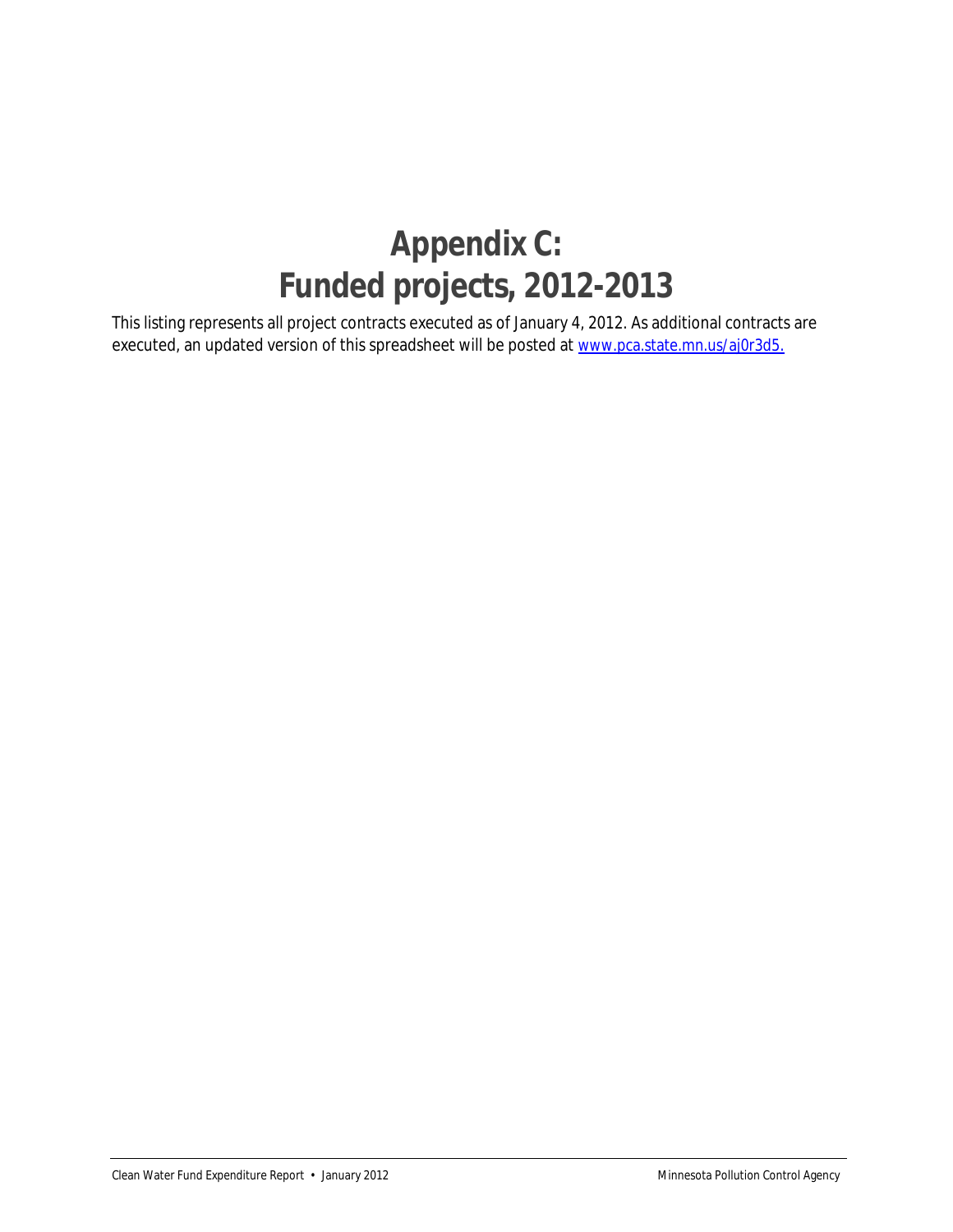# Appendix C:
# Funded projects, 2012-2013

This listing represents all project contracts executed as of January 4, 2012. As additional contracts are executed, an updated version of this spreadsheet will be posted at [www.pca.state.mn.us/aj0r3d5.](http://www.pca.state.mn.us/aj0r3d5)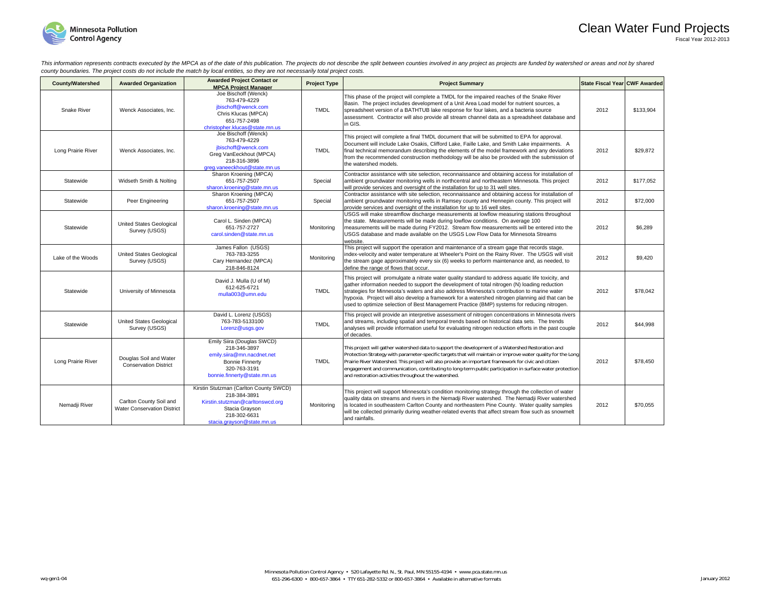# Clean Water Fund Projects

Fiscal Year 2012-2013

*This information represents contracts executed by the MPCA as of the date of this publication. The projects do not describe the split between counties involved in any project as projects are funded by watershed or areas and not by shared county boundaries. The project costs do not include the match by local entities, so they are not necessarily total project costs.*

| County/Watershed | Awarded Organization | Awarded Project Contact or MPCA Project Manager | Project Type | Project Summary | State Fiscal Year | CWF Awarded |
|---|---|---|---|---|---|---|
| Snake River | Wenck Associates, Inc. | Joe Bischoff (Wenck) 763-479-4229 jbischoff@wenck.com Chris Klucas (MPCA) 651-757-2498 christopher.klucas@state.mn.us | TMDL | This phase of the project will complete a TMDL for the impaired reaches of the Snake River Basin. The project includes development of a Unit Area Load model for nutrient sources, a spreadsheet version of a BATHTUB lake response for four lakes, and a bacteria source assessment. Contractor will also provide all stream channel data as a spreadsheet database and in GIS. | 2012 | $133,904 |
| Long Prairie River | Wenck Associates, Inc. | Joe Bischoff (Wenck) 763-479-4229 jbischoff@wenck.com Greg VanEeckhout (MPCA) 218-316-3896 greg.vaneeckhout@state.mn.us | TMDL | This project will complete a final TMDL document that will be submitted to EPA for approval. Document will include Lake Osakis, Clifford Lake, Faille Lake, and Smith Lake impairments. A final technical memorandum describing the elements of the model framework and any deviations from the recommended construction methodology will be also be provided with the submission of the watershed models. | 2012 | $29,872 |
| Statewide | Widseth Smith & Nolting | Sharon Kroening (MPCA) 651-757-2507 sharon.kroening@state.mn.us | Special | Contractor assistance with site selection, reconnaissance and obtaining access for installation of ambient groundwater monitoring wells in northcentral and northeastern Minnesota. This project will provide services and oversight of the installation for up to 31 well sites. | 2012 | $177,052 |
| Statewide | Peer Engineering | Sharon Kroening (MPCA) 651-757-2507 sharon.kroening@state.mn.us | Special | Contractor assistance with site selection, reconnaissance and obtaining access for installation of ambient groundwater monitoring wells in Ramsey county and Hennepin county. This project will provide services and oversight of the installation for up to 16 well sites. | 2012 | $72,000 |
| Statewide | United States Geological Survey (USGS) | Carol L. Sinden (MPCA) 651-757-2727 carol.sinden@state.mn.us | Monitoring | USGS will make streamflow discharge measurements at lowflow measuring stations throughout the state. Measurements will be made during lowflow conditions. On average 100 measurements will be made during FY2012. Stream flow measurements will be entered into the USGS database and made available on the USGS Low Flow Data for Minnesota Streams website. | 2012 | $6,289 |
| Lake of the Woods | United States Geological Survey (USGS) | James Fallon (USGS) 763-783-3255 Cary Hernandez (MPCA) 218-846-8124 | Monitoring | This project will support the operation and maintenance of a stream gage that records stage, index-velocity and water temperature at Wheeler's Point on the Rainy River. The USGS will visit the stream gage approximately every six (6) weeks to perform maintenance and, as needed, to define the range of flows that occur. | 2012 | $9,420 |
| Statewide | University of Minnesota | David J. Mulla (U of M) 612-625-6721 mulla003@umn.edu | TMDL | This project will promulgate a nitrate water quality standard to address aquatic life toxicity, and gather information needed to support the development of total nitrogen (N) loading reduction strategies for Minnesota's waters and also address Minnesota's contribution to marine water hypoxia. Project will also develop a framework for a watershed nitrogen planning aid that can be used to optimize selection of Best Management Practice (BMP) systems for reducing nitrogen. | 2012 | $78,042 |
| Statewide | United States Geological Survey (USGS) | David L. Lorenz (USGS) 763-783-5133100 Lorenz@usgs.gov | TMDL | This project will provide an interpretive assessment of nitrogen concentrations in Minnesota rivers and streams, including spatial and temporal trends based on historical data sets. The trends analyses will provide information useful for evaluating nitrogen reduction efforts in the past couple of decades. | 2012 | $44,998 |
| Long Prairie River | Douglas Soil and Water Conservation District | Emily Siira (Douglas SWCD) 218-346-3897 emily.siira@mn.nacdnet.net Bonnie Finnerty 320-763-3191 bonnie.finnerty@state.mn.us | TMDL | This project will gather watershed data to support the development of a Watershed Restoration and Protection Strategy with parameter-specific targets that will maintain or improve water quality for the Long Prairie River Watershed. This project will also provide an important framework for civic and citizen engagement and communication, contributing to long-term public participation in surface water protection and restoration activities throughout the watershed. | 2012 | $78,450 |
| Nemadji River | Carlton County Soil and Water Conservation District | Kirstin Stutzman (Carlton County SWCD) 218-384-3891 Kirstin.stutzman@carltonswcd.org Stacia Grayson 218-302-6631 stacia.grayson@state.mn.us | Monitoring | This project will support Minnesota's condition monitoring strategy through the collection of water quality data on streams and rivers in the Nemadji River watershed. The Nemadji River watershed is located in southeastern Carlton County and northeastern Pine County. Water quality samples will be collected primarily during weather-related events that affect stream flow such as snowmelt and rainfalls. | 2012 | $70,055 |

Minnesota Pollution Control Agency • 520 Lafayette Rd. N., St. Paul, MN 55155-4194 • www.pca.state.mn.us
651-296-6300 • 800-657-3864 • TTY 651-282-5332 or 800-657-3864 • Available in alternative formats

wq-gen1-04

January 2012